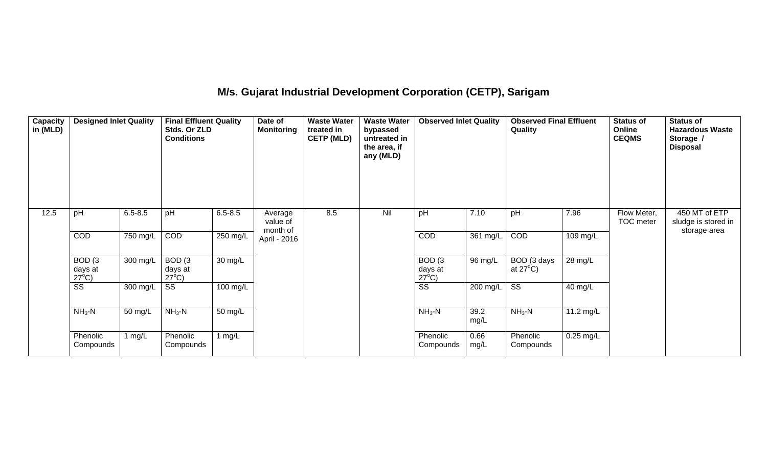# M/s. Gujarat Industrial Development Corporation (CETP), Sarigam

| Capacity in (MLD) | Designed Inlet Quality | | Final Effluent Quality Stds. Or ZLD Conditions | | Date of Monitoring | Waste Water treated in CETP (MLD) | Waste Water bypassed untreated in the area, if any (MLD) | Observed Inlet Quality | | Observed Final Effluent Quality | | Status of Online CEQMS | Status of Hazardous Waste Storage / Disposal |
|---|---|---|---|---|---|---|---|---|---|---|---|---|---|
| 12.5 | pH | 6.5-8.5 | pH | 6.5-8.5 | Average value of month of April - 2016 | 8.5 | Nil | pH | 7.10 | pH | 7.96 | Flow Meter, TOC meter | 450 MT of ETP sludge is stored in storage area |
| | COD | 750 mg/L | COD | 250 mg/L | | | | COD | 361 mg/L | COD | 109 mg/L | | |
| | BOD (3 days at 27°C) | 300 mg/L | BOD (3 days at 27°C) | 30 mg/L | | | | BOD (3 days at 27°C) | 96 mg/L | BOD (3 days at 27°C) | 28 mg/L | | |
| | SS | 300 mg/L | SS | 100 mg/L | | | | SS | 200 mg/L | SS | 40 mg/L | | |
| | $NH_3$-N | 50 mg/L | $NH_3$-N | 50 mg/L | | | | $NH_3$-N | 39.2 mg/L | $NH_3$-N | 11.2 mg/L | | |
| | Phenolic Compounds | 1 mg/L | Phenolic Compounds | 1 mg/L | | | | Phenolic Compounds | 0.66 mg/L | Phenolic Compounds | 0.25 mg/L | | |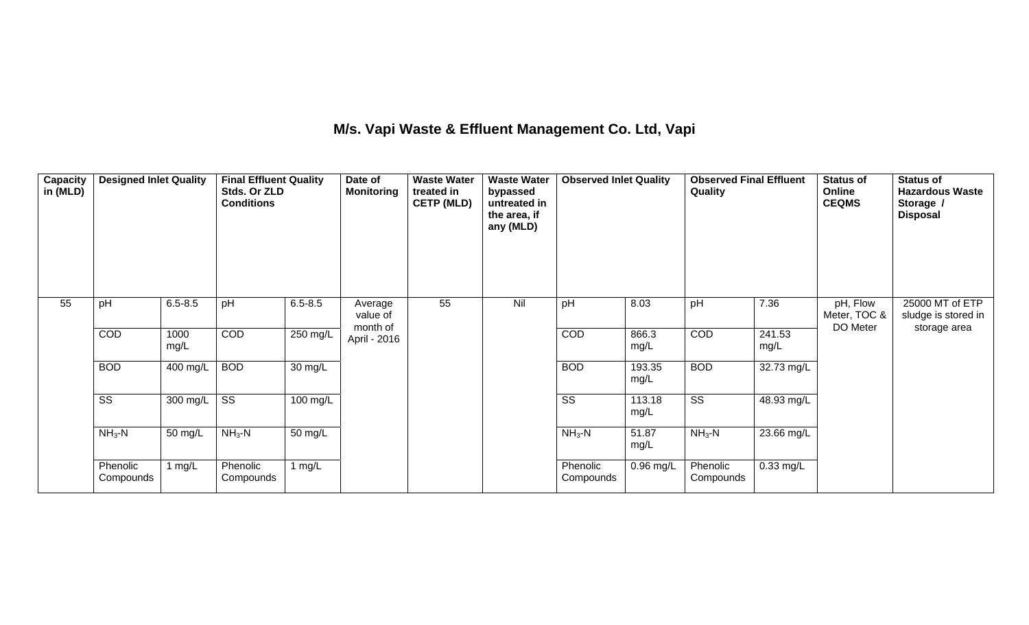# M/s. Vapi Waste & Effluent Management Co. Ltd, Vapi

| Capacity in (MLD) | Designed Inlet Quality | | Final Effluent Quality Stds. Or ZLD Conditions | | Date of Monitoring | Waste Water treated in CETP (MLD) | Waste Water bypassed untreated in the area, if any (MLD) | Observed Inlet Quality | | Observed Final Effluent Quality | | Status of Online CEQMS | Status of Hazardous Waste Storage / Disposal |
|---|---|---|---|---|---|---|---|---|---|---|---|---|---|
| 55 | pH | 6.5-8.5 | pH | 6.5-8.5 | Average value of month of April - 2016 | 55 | Nil | pH | 8.03 | pH | 7.36 | pH, Flow Meter, TOC & DO Meter | 25000 MT of ETP sludge is stored in storage area |
| | COD | 1000 mg/L | COD | 250 mg/L | | | | COD | 866.3 mg/L | COD | 241.53 mg/L | | |
| | BOD | 400 mg/L | BOD | 30 mg/L | | | | BOD | 193.35 mg/L | BOD | 32.73 mg/L | | |
| | SS | 300 mg/L | SS | 100 mg/L | | | | SS | 113.18 mg/L | SS | 48.93 mg/L | | |
| | $NH_3$-N | 50 mg/L | $NH_3$-N | 50 mg/L | | | | $NH_3$-N | 51.87 mg/L | $NH_3$-N | 23.66 mg/L | | |
| | Phenolic Compounds | 1 mg/L | Phenolic Compounds | 1 mg/L | | | | Phenolic Compounds | 0.96 mg/L | Phenolic Compounds | 0.33 mg/L | | |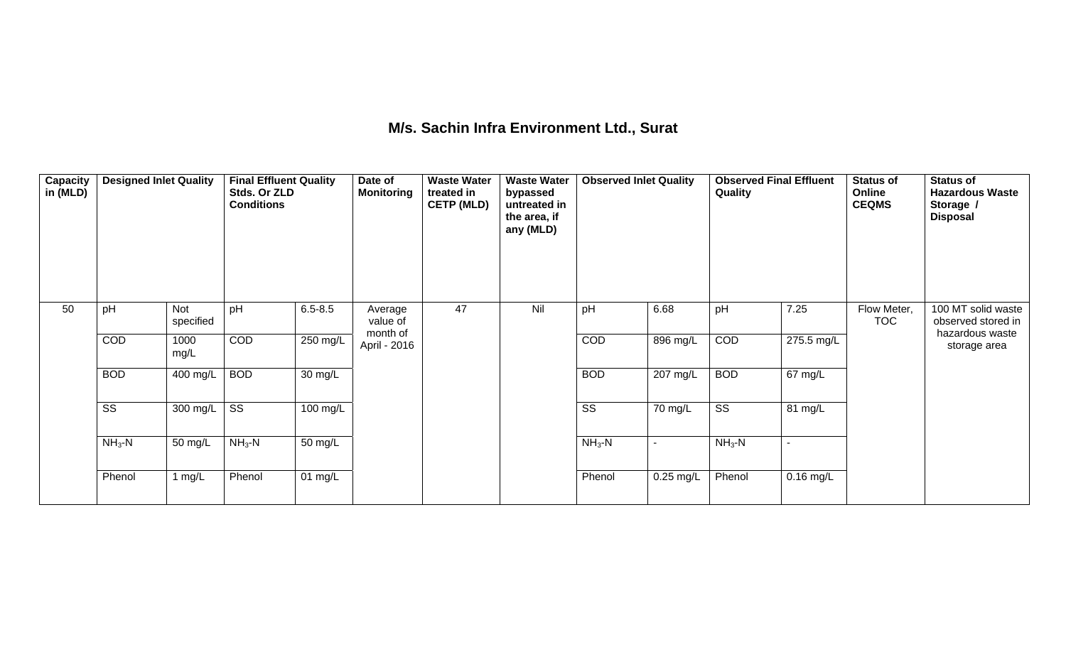# M/s. Sachin Infra Environment Ltd., Surat

| Capacity in (MLD) | Designed Inlet Quality | | Final Effluent Quality Stds. Or ZLD Conditions | | Date of Monitoring | Waste Water treated in CETP (MLD) | Waste Water bypassed untreated in the area, if any (MLD) | Observed Inlet Quality | | Observed Final Effluent Quality | | Status of Online CEQMS | Status of Hazardous Waste Storage / Disposal |
|---|---|---|---|---|---|---|---|---|---|---|---|---|---|
| 50 | pH | Not specified | pH | 6.5-8.5 | Average value of month of April - 2016 | 47 | Nil | pH | 6.68 | pH | 7.25 | Flow Meter, TOC | 100 MT solid waste observed stored in hazardous waste storage area |
| | COD | 1000 mg/L | COD | 250 mg/L | | | | COD | 896 mg/L | COD | 275.5 mg/L | | |
| | BOD | 400 mg/L | BOD | 30 mg/L | | | | BOD | 207 mg/L | BOD | 67 mg/L | | |
| | SS | 300 mg/L | SS | 100 mg/L | | | | SS | 70 mg/L | SS | 81 mg/L | | |
| | $NH_3$-N | 50 mg/L | $NH_3$-N | 50 mg/L | | | | $NH_3$-N | - | $NH_3$-N | - | | |
| | Phenol | 1 mg/L | Phenol | 01 mg/L | | | | Phenol | 0.25 mg/L | Phenol | 0.16 mg/L | | |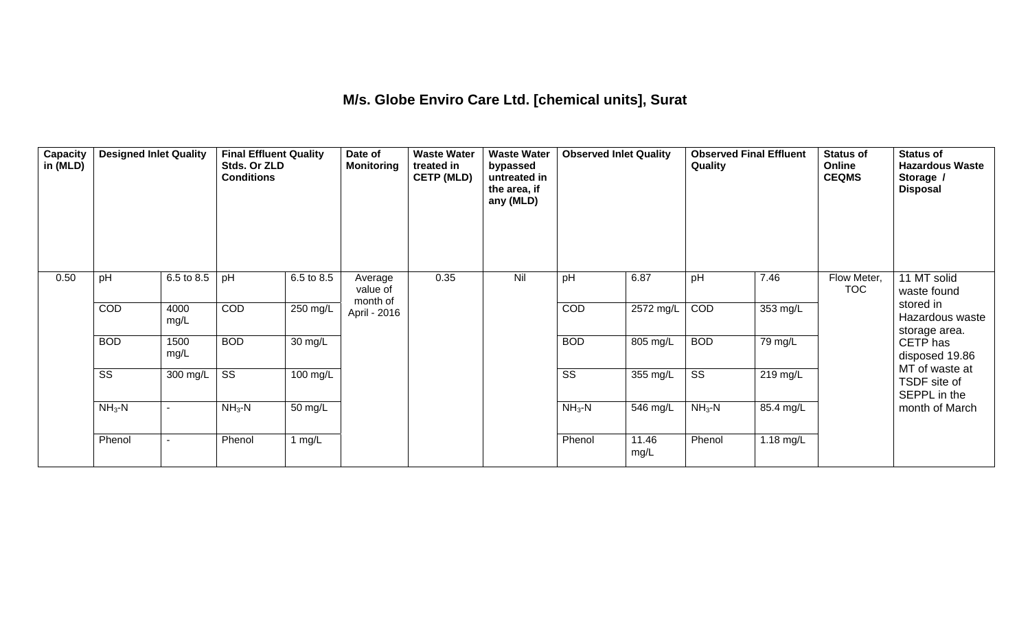# M/s. Globe Enviro Care Ltd. [chemical units], Surat

| Capacity in (MLD) | Designed Inlet Quality | | Final Effluent Quality Stds. Or ZLD Conditions | | Date of Monitoring | Waste Water treated in CETP (MLD) | Waste Water bypassed untreated in the area, if any (MLD) | Observed Inlet Quality | | Observed Final Effluent Quality | | Status of Online CEQMS | Status of Hazardous Waste Storage / Disposal |
|---|---|---|---|---|---|---|---|---|---|---|---|---|---|
| 0.50 | pH | 6.5 to 8.5 | pH | 6.5 to 8.5 | Average value of month of April - 2016 | 0.35 | Nil | pH | 6.87 | pH | 7.46 | Flow Meter, TOC | 11 MT solid waste found stored in Hazardous waste storage area. CETP has disposed 19.86 MT of waste at TSDF site of SEPPL in the month of March |
| | COD | 4000 mg/L | COD | 250 mg/L | | | | COD | 2572 mg/L | COD | 353 mg/L | | |
| | BOD | 1500 mg/L | BOD | 30 mg/L | | | | BOD | 805 mg/L | BOD | 79 mg/L | | |
| | SS | 300 mg/L | SS | 100 mg/L | | | | SS | 355 mg/L | SS | 219 mg/L | | |
| | $NH_3$-N | - | $NH_3$-N | 50 mg/L | | | | $NH_3$-N | 546 mg/L | $NH_3$-N | 85.4 mg/L | | |
| | Phenol | - | Phenol | 1 mg/L | | | | Phenol | 11.46 mg/L | Phenol | 1.18 mg/L | | |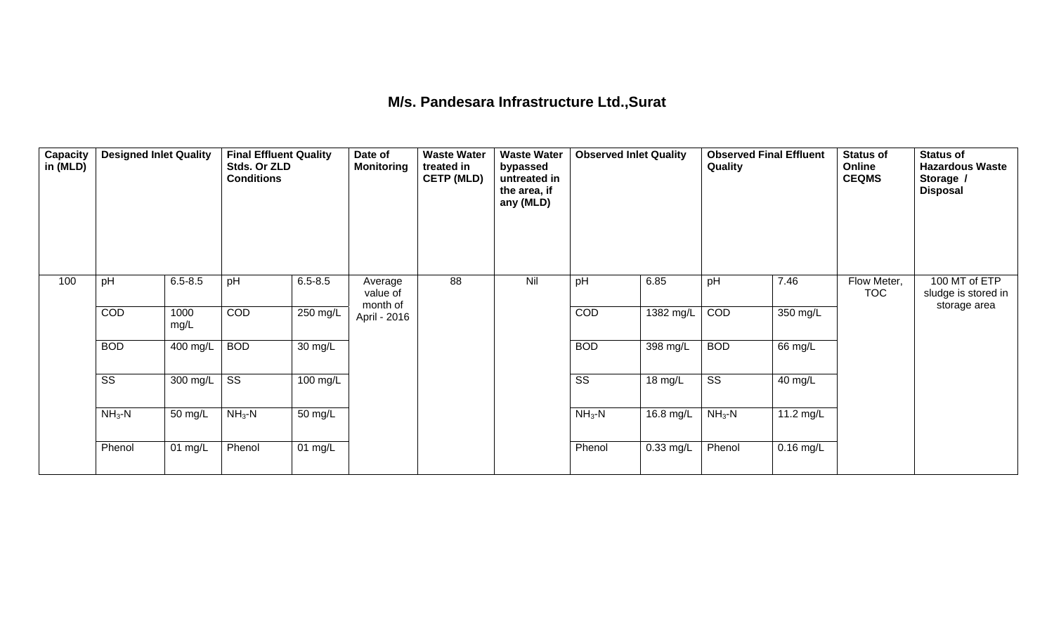## M/s. Pandesara Infrastructure Ltd.,Surat

| Capacity in (MLD) | Designed Inlet Quality | | Final Effluent Quality Stds. Or ZLD Conditions | | Date of Monitoring | Waste Water treated in CETP (MLD) | Waste Water bypassed untreated in the area, if any (MLD) | Observed Inlet Quality | | Observed Final Effluent Quality | | Status of Online CEQMS | Status of Hazardous Waste Storage / Disposal |
|---|---|---|---|---|---|---|---|---|---|---|---|---|---|
| 100 | pH | 6.5-8.5 | pH | 6.5-8.5 | Average value of month of April - 2016 | 88 | Nil | pH | 6.85 | pH | 7.46 | Flow Meter, TOC | 100 MT of ETP sludge is stored in storage area |
| | COD | 1000 mg/L | COD | 250 mg/L | | | | COD | 1382 mg/L | COD | 350 mg/L | | |
| | BOD | 400 mg/L | BOD | 30 mg/L | | | | BOD | 398 mg/L | BOD | 66 mg/L | | |
| | SS | 300 mg/L | SS | 100 mg/L | | | | SS | 18 mg/L | SS | 40 mg/L | | |
| | $NH_3$-N | 50 mg/L | $NH_3$-N | 50 mg/L | | | | $NH_3$-N | 16.8 mg/L | $NH_3$-N | 11.2 mg/L | | |
| | Phenol | 01 mg/L | Phenol | 01 mg/L | | | | Phenol | 0.33 mg/L | Phenol | 0.16 mg/L | | |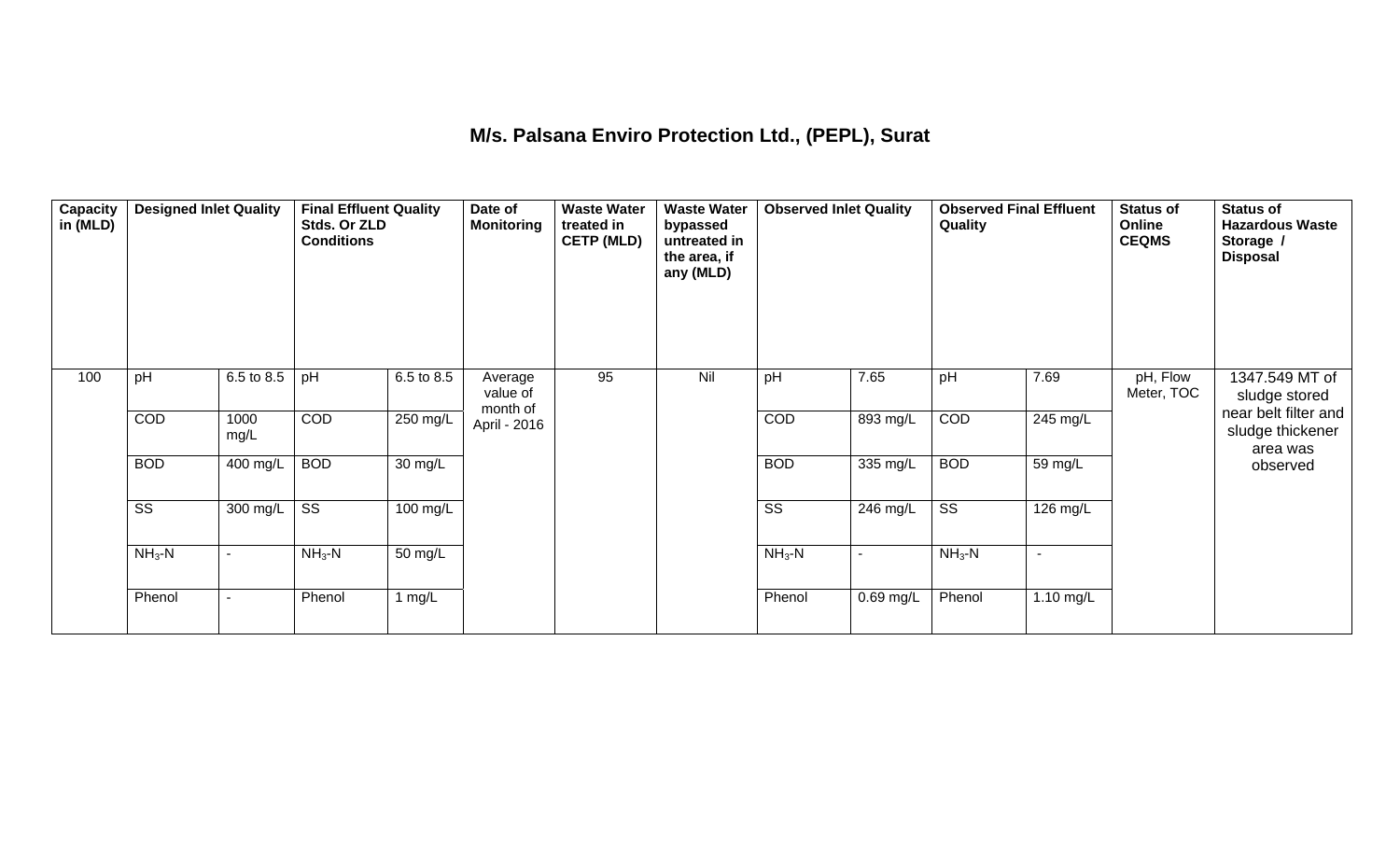# M/s. Palsana Enviro Protection Ltd., (PEPL), Surat

| Capacity in (MLD) | Designed Inlet Quality | | Final Effluent Quality Stds. Or ZLD Conditions | | Date of Monitoring | Waste Water treated in CETP (MLD) | Waste Water bypassed untreated in the area, if any (MLD) | Observed Inlet Quality | | Observed Final Effluent Quality | | Status of Online CEQMS | Status of Hazardous Waste Storage / Disposal |
|---|---|---|---|---|---|---|---|---|---|---|---|---|---|
| 100 | pH | 6.5 to 8.5 | pH | 6.5 to 8.5 | Average value of month of April - 2016 | 95 | Nil | pH | 7.65 | pH | 7.69 | pH, Flow Meter, TOC | 1347.549 MT of sludge stored near belt filter and sludge thickener area was observed |
| | COD | 1000 mg/L | COD | 250 mg/L | | | | COD | 893 mg/L | COD | 245 mg/L | | |
| | BOD | 400 mg/L | BOD | 30 mg/L | | | | BOD | 335 mg/L | BOD | 59 mg/L | | |
| | SS | 300 mg/L | SS | 100 mg/L | | | | SS | 246 mg/L | SS | 126 mg/L | | |
| | $NH_3$-N | - | $NH_3$-N | 50 mg/L | | | | $NH_3$-N | - | $NH_3$-N | - | | |
| | Phenol | - | Phenol | 1 mg/L | | | | Phenol | 0.69 mg/L | Phenol | 1.10 mg/L | | |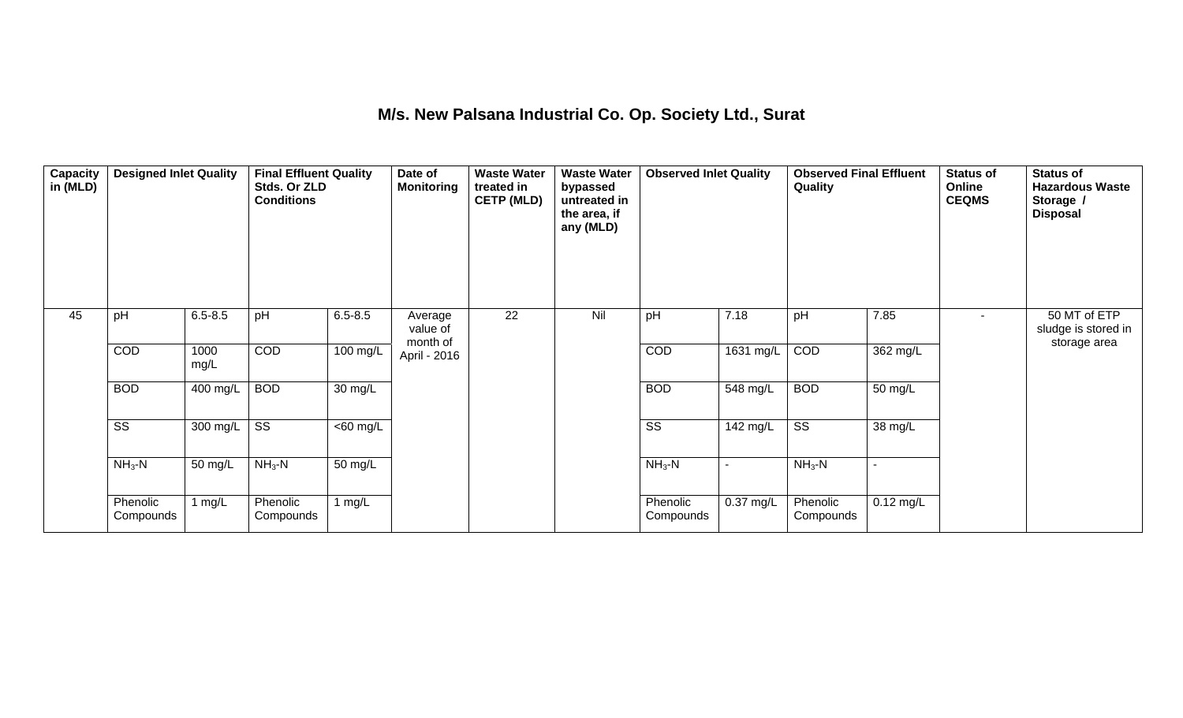## M/s. New Palsana Industrial Co. Op. Society Ltd., Surat

| Capacity in (MLD) | Designed Inlet Quality | | Final Effluent Quality Stds. Or ZLD Conditions | | Date of Monitoring | Waste Water treated in CETP (MLD) | Waste Water bypassed untreated in the area, if any (MLD) | Observed Inlet Quality | | Observed Final Effluent Quality | | Status of Online CEQMS | Status of Hazardous Waste Storage / Disposal |
|---|---|---|---|---|---|---|---|---|---|---|---|---|---|
| 45 | pH | 6.5-8.5 | pH | 6.5-8.5 | Average value of month of April - 2016 | 22 | Nil | pH | 7.18 | pH | 7.85 | - | 50 MT of ETP sludge is stored in storage area |
| | COD | 1000 mg/L | COD | 100 mg/L | | | | COD | 1631 mg/L | COD | 362 mg/L | | |
| | BOD | 400 mg/L | BOD | 30 mg/L | | | | BOD | 548 mg/L | BOD | 50 mg/L | | |
| | SS | 300 mg/L | SS | <60 mg/L | | | | SS | 142 mg/L | SS | 38 mg/L | | |
| | $NH_3$-N | 50 mg/L | $NH_3$-N | 50 mg/L | | | | $NH_3$-N | - | $NH_3$-N | - | | |
| | Phenolic Compounds | 1 mg/L | Phenolic Compounds | 1 mg/L | | | | Phenolic Compounds | 0.37 mg/L | Phenolic Compounds | 0.12 mg/L | | |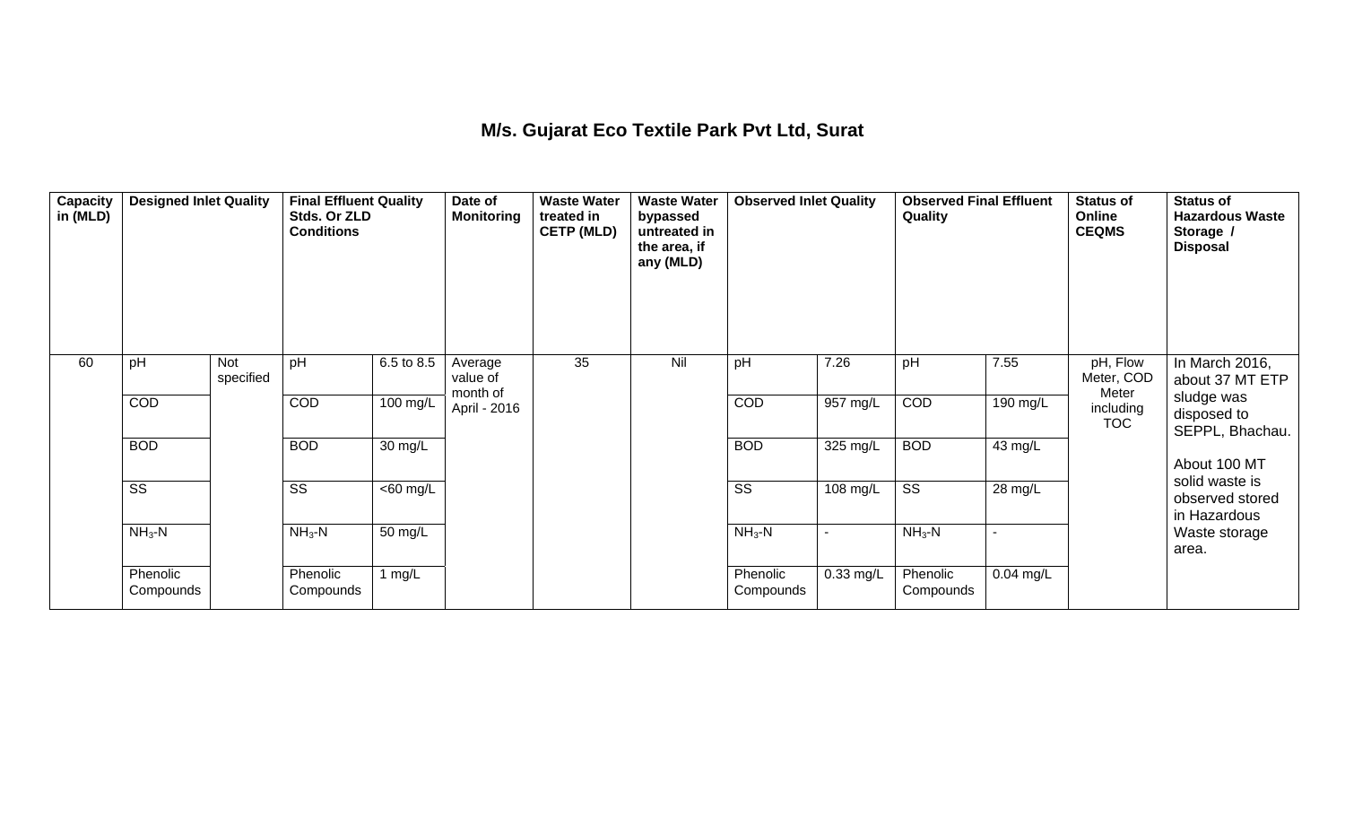# M/s. Gujarat Eco Textile Park Pvt Ltd, Surat

| Capacity in (MLD) | Designed Inlet Quality | | Final Effluent Quality Stds. Or ZLD Conditions | | Date of Monitoring | Waste Water treated in CETP (MLD) | Waste Water bypassed untreated in the area, if any (MLD) | Observed Inlet Quality | | Observed Final Effluent Quality | | Status of Online CEQMS | Status of Hazardous Waste Storage / Disposal |
|---|---|---|---|---|---|---|---|---|---|---|---|---|---|
| 60 | pH | Not specified | pH | 6.5 to 8.5 | Average value of month of April - 2016 | 35 | Nil | pH | 7.26 | pH | 7.55 | pH, Flow Meter, COD Meter including TOC | In March 2016, about 37 MT ETP sludge was disposed to SEPPL, Bhachau. About 100 MT solid waste is observed stored in Hazardous Waste storage area. |
| | COD | | COD | 100 mg/L | | | | COD | 957 mg/L | COD | 190 mg/L | | |
| | BOD | | BOD | 30 mg/L | | | | BOD | 325 mg/L | BOD | 43 mg/L | | |
| | SS | | SS | <60 mg/L | | | | SS | 108 mg/L | SS | 28 mg/L | | |
| | $NH_3$-N | | $NH_3$-N | 50 mg/L | | | | $NH_3$-N | - | $NH_3$-N | - | | |
| | Phenolic Compounds | | Phenolic Compounds | 1 mg/L | | | | Phenolic Compounds | 0.33 mg/L | Phenolic Compounds | 0.04 mg/L | | |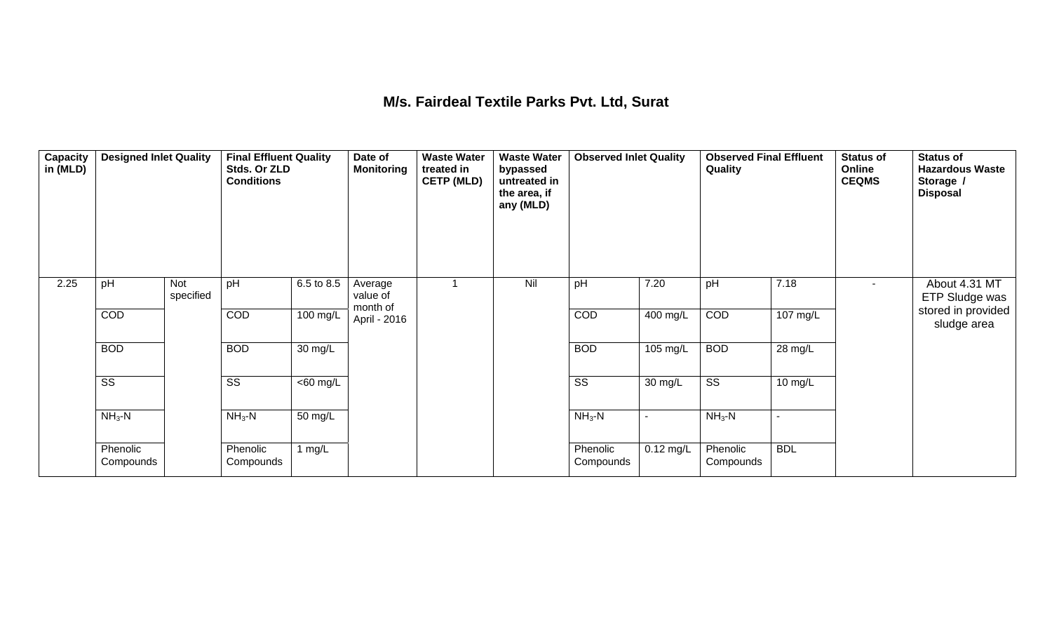## M/s. Fairdeal Textile Parks Pvt. Ltd, Surat

| Capacity in (MLD) | Designed Inlet Quality | | Final Effluent Quality Stds. Or ZLD Conditions | | Date of Monitoring | Waste Water treated in CETP (MLD) | Waste Water bypassed untreated in the area, if any (MLD) | Observed Inlet Quality | | Observed Final Effluent Quality | | Status of Online CEQMS | Status of Hazardous Waste Storage / Disposal |
|---|---|---|---|---|---|---|---|---|---|---|---|---|---|
| 2.25 | pH | Not specified | pH | 6.5 to 8.5 | Average value of month of April - 2016 | 1 | Nil | pH | 7.20 | pH | 7.18 | - | About 4.31 MT ETP Sludge was stored in provided sludge area |
| | COD | | COD | 100 mg/L | | | | COD | 400 mg/L | COD | 107 mg/L | | |
| | BOD | | BOD | 30 mg/L | | | | BOD | 105 mg/L | BOD | 28 mg/L | | |
| | SS | | SS | <60 mg/L | | | | SS | 30 mg/L | SS | 10 mg/L | | |
| | $NH_3$-N | | $NH_3$-N | 50 mg/L | | | | $NH_3$-N | - | $NH_3$-N | - | | |
| | Phenolic Compounds | | Phenolic Compounds | 1 mg/L | | | | Phenolic Compounds | 0.12 mg/L | Phenolic Compounds | BDL | | |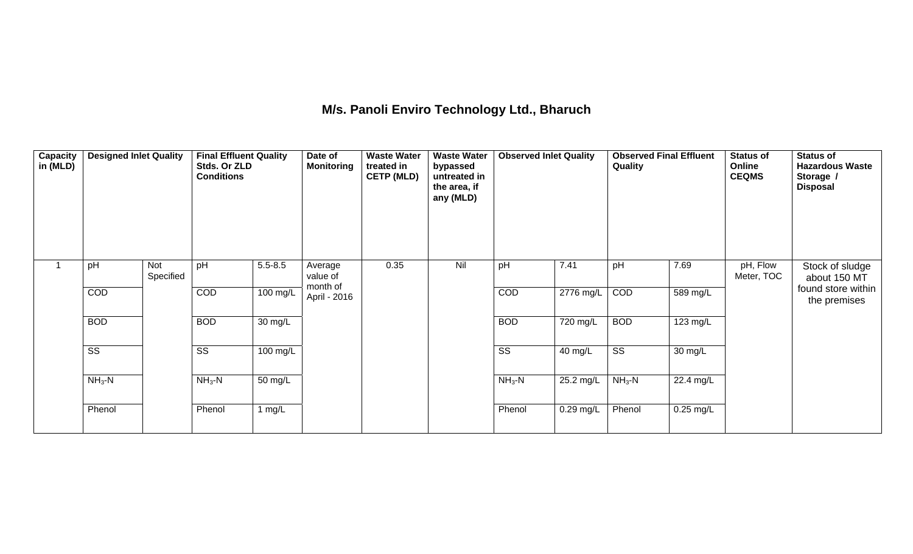# M/s. Panoli Enviro Technology Ltd., Bharuch

| Capacity in (MLD) | Designed Inlet Quality | | Final Effluent Quality Stds. Or ZLD Conditions | | Date of Monitoring | Waste Water treated in CETP (MLD) | Waste Water bypassed untreated in the area, if any (MLD) | Observed Inlet Quality | | Observed Final Effluent Quality | | Status of Online CEQMS | Status of Hazardous Waste Storage / Disposal |
|---|---|---|---|---|---|---|---|---|---|---|---|---|---|
| 1 | pH | Not Specified | pH | 5.5-8.5 | Average value of month of April - 2016 | 0.35 | Nil | pH | 7.41 | pH | 7.69 | pH, Flow Meter, TOC | Stock of sludge about 150 MT found store within the premises |
| | COD | | COD | 100 mg/L | | | | COD | 2776 mg/L | COD | 589 mg/L | | |
| | BOD | | BOD | 30 mg/L | | | | BOD | 720 mg/L | BOD | 123 mg/L | | |
| | SS | | SS | 100 mg/L | | | | SS | 40 mg/L | SS | 30 mg/L | | |
| | $NH_3$-N | | $NH_3$-N | 50 mg/L | | | | $NH_3$-N | 25.2 mg/L | $NH_3$-N | 22.4 mg/L | | |
| | Phenol | | Phenol | 1 mg/L | | | | Phenol | 0.29 mg/L | Phenol | 0.25 mg/L | | |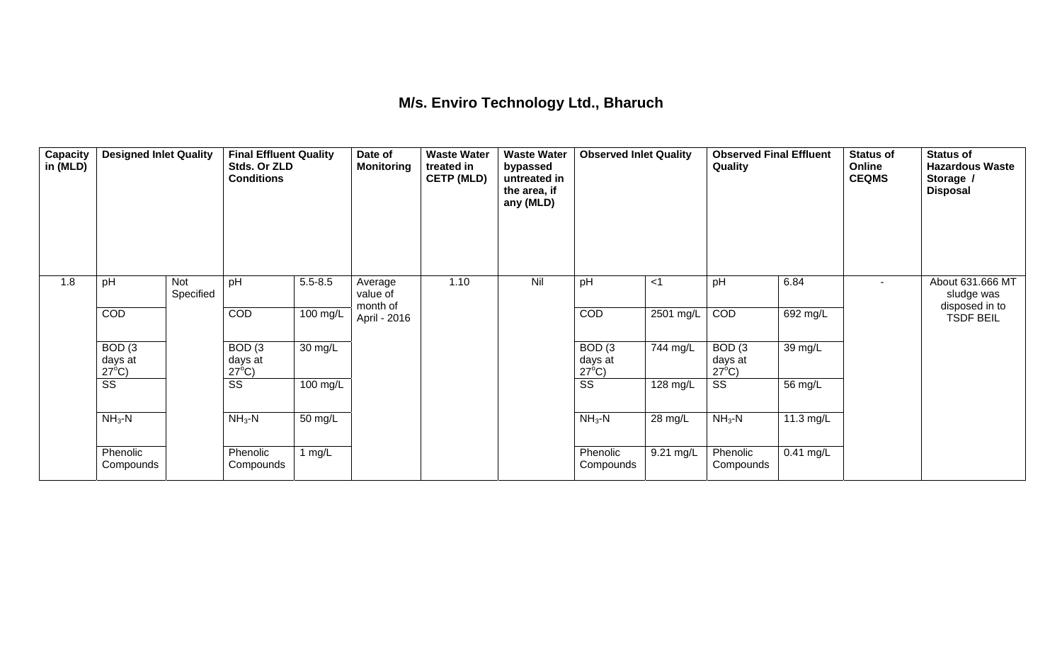# M/s. Enviro Technology Ltd., Bharuch

| Capacity in (MLD) | Designed Inlet Quality | | Final Effluent Quality Stds. Or ZLD Conditions | | Date of Monitoring | Waste Water treated in CETP (MLD) | Waste Water bypassed untreated in the area, if any (MLD) | Observed Inlet Quality | | Observed Final Effluent Quality | | Status of Online CEQMS | Status of Hazardous Waste Storage / Disposal |
|---|---|---|---|---|---|---|---|---|---|---|---|---|---|
| 1.8 | pH | Not Specified | pH | 5.5-8.5 | Average value of month of April - 2016 | 1.10 | Nil | pH | <1 | pH | 6.84 | - | About 631.666 MT sludge was disposed in to TSDF BEIL |
| | COD | | COD | 100 mg/L | | | | COD | 2501 mg/L | COD | 692 mg/L | | |
| | BOD (3 days at 27°C) | | BOD (3 days at 27°C) | 30 mg/L | | | | BOD (3 days at 27°C) | 744 mg/L | BOD (3 days at 27°C) | 39 mg/L | | |
| | SS | | SS | 100 mg/L | | | | SS | 128 mg/L | SS | 56 mg/L | | |
| | $NH_3$-N | | $NH_3$-N | 50 mg/L | | | | $NH_3$-N | 28 mg/L | $NH_3$-N | 11.3 mg/L | | |
| | Phenolic Compounds | | Phenolic Compounds | 1 mg/L | | | | Phenolic Compounds | 9.21 mg/L | Phenolic Compounds | 0.41 mg/L | | |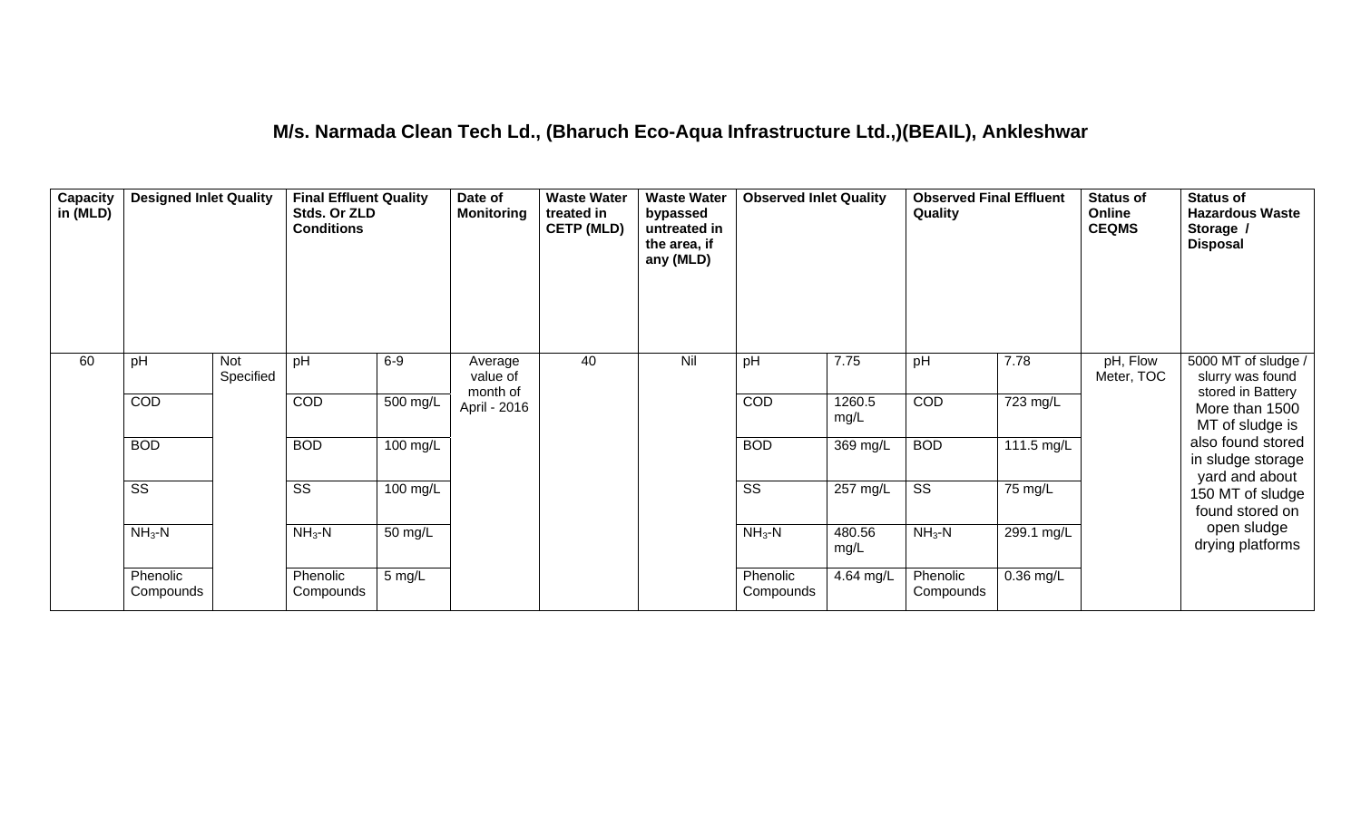## M/s. Narmada Clean Tech Ld., (Bharuch Eco-Aqua Infrastructure Ltd.,)(BEAIL), Ankleshwar

| Capacity in (MLD) | Designed Inlet Quality | | Final Effluent Quality Stds. Or ZLD Conditions | | Date of Monitoring | Waste Water treated in CETP (MLD) | Waste Water bypassed untreated in the area, if any (MLD) | Observed Inlet Quality | | Observed Final Effluent Quality | | Status of Online CEQMS | Status of Hazardous Waste Storage / Disposal |
|---|---|---|---|---|---|---|---|---|---|---|---|---|---|
| 60 | pH | Not Specified | pH | 6-9 | Average value of month of April - 2016 | 40 | Nil | pH | 7.75 | pH | 7.78 | pH, Flow Meter, TOC | 5000 MT of sludge / slurry was found stored in Battery More than 1500 MT of sludge is also found stored in sludge storage yard and about 150 MT of sludge found stored on open sludge drying platforms |
| | COD | | COD | 500 mg/L | | | | COD | 1260.5 mg/L | COD | 723 mg/L | | |
| | BOD | | BOD | 100 mg/L | | | | BOD | 369 mg/L | BOD | 111.5 mg/L | | |
| | SS | | SS | 100 mg/L | | | | SS | 257 mg/L | SS | 75 mg/L | | |
| | $NH_3$-N | | $NH_3$-N | 50 mg/L | | | | $NH_3$-N | 480.56 mg/L | $NH_3$-N | 299.1 mg/L | | |
| | Phenolic Compounds | | Phenolic Compounds | 5 mg/L | | | | Phenolic Compounds | 4.64 mg/L | Phenolic Compounds | 0.36 mg/L | | |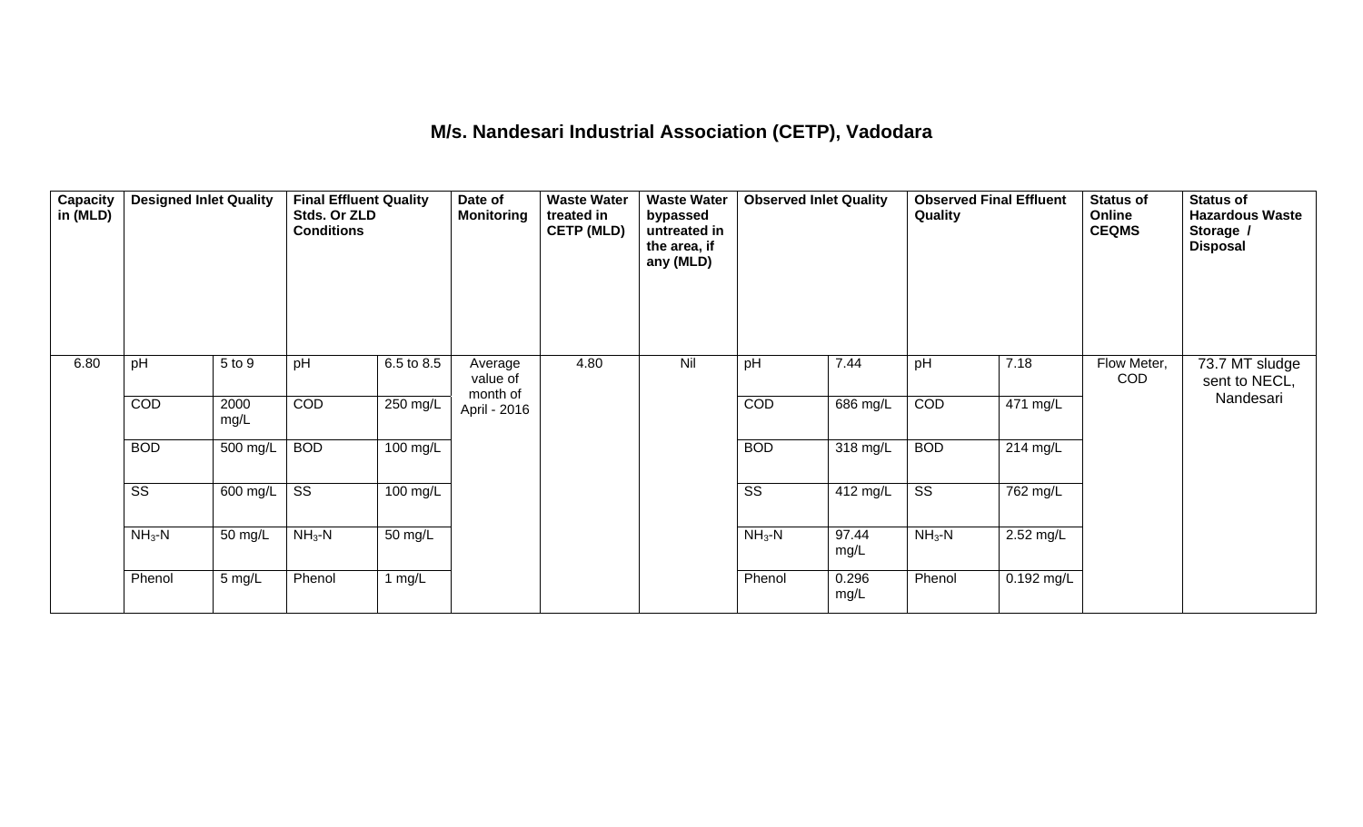# M/s. Nandesari Industrial Association (CETP), Vadodara

| Capacity in (MLD) | Designed Inlet Quality | | Final Effluent Quality Stds. Or ZLD Conditions | | Date of Monitoring | Waste Water treated in CETP (MLD) | Waste Water bypassed untreated in the area, if any (MLD) | Observed Inlet Quality | | Observed Final Effluent Quality | | Status of Online CEQMS | Status of Hazardous Waste Storage / Disposal |
|---|---|---|---|---|---|---|---|---|---|---|---|---|---|
| 6.80 | pH | 5 to 9 | pH | 6.5 to 8.5 | Average value of month of April - 2016 | 4.80 | Nil | pH | 7.44 | pH | 7.18 | Flow Meter, COD | 73.7 MT sludge sent to NECL, Nandesari |
| | COD | 2000 mg/L | COD | 250 mg/L | | | | COD | 686 mg/L | COD | 471 mg/L | | |
| | BOD | 500 mg/L | BOD | 100 mg/L | | | | BOD | 318 mg/L | BOD | 214 mg/L | | |
| | SS | 600 mg/L | SS | 100 mg/L | | | | SS | 412 mg/L | SS | 762 mg/L | | |
| | $NH_3$-N | 50 mg/L | $NH_3$-N | 50 mg/L | | | | $NH_3$-N | 97.44 mg/L | $NH_3$-N | 2.52 mg/L | | |
| | Phenol | 5 mg/L | Phenol | 1 mg/L | | | | Phenol | 0.296 mg/L | Phenol | 0.192 mg/L | | |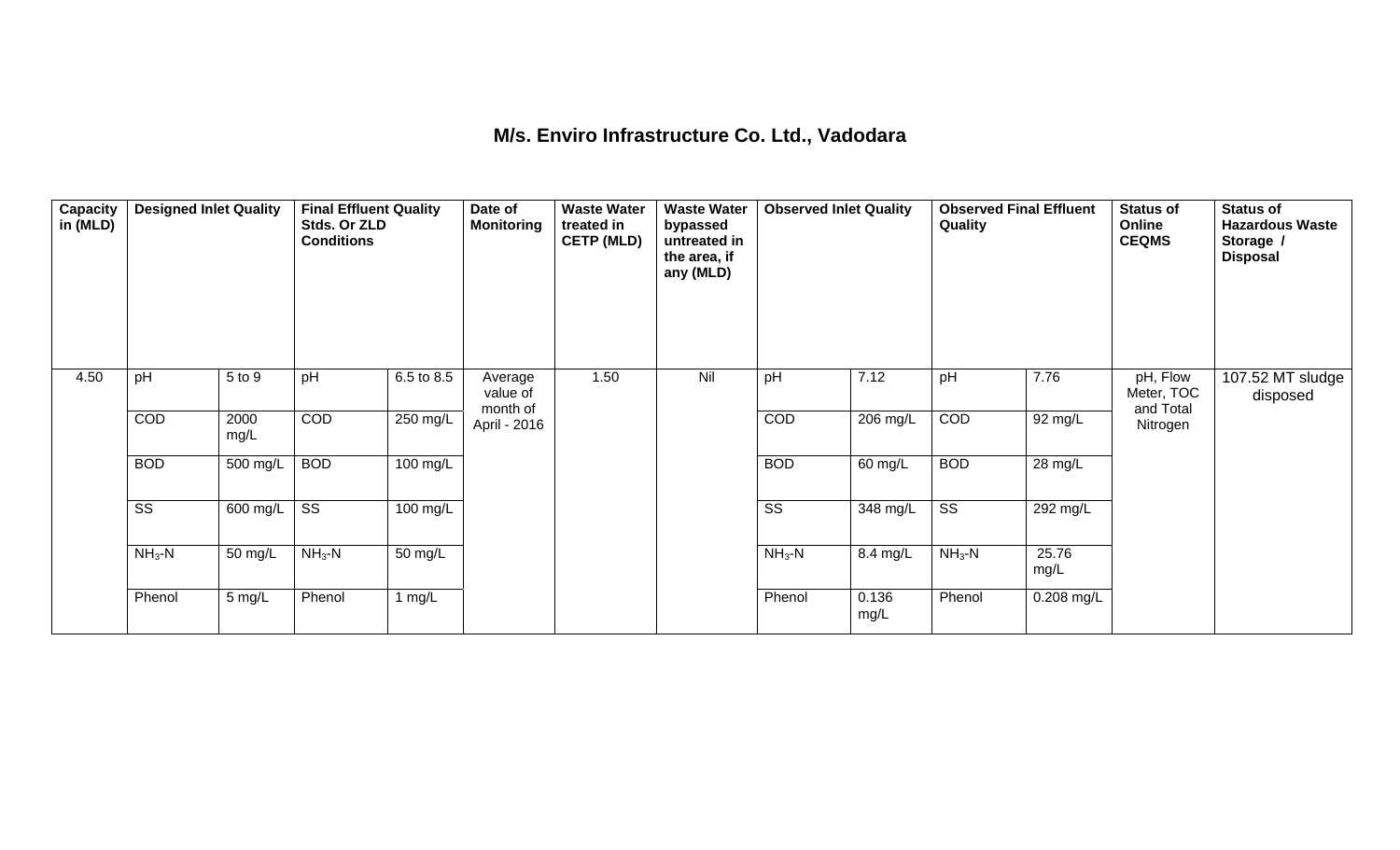# M/s. Enviro Infrastructure Co. Ltd., Vadodara

| Capacity in (MLD) | Designed Inlet Quality | | Final Effluent Quality Stds. Or ZLD Conditions | | Date of Monitoring | Waste Water treated in CETP (MLD) | Waste Water bypassed untreated in the area, if any (MLD) | Observed Inlet Quality | | Observed Final Effluent Quality | | Status of Online CEQMS | Status of Hazardous Waste Storage / Disposal |
|---|---|---|---|---|---|---|---|---|---|---|---|---|---|
| 4.50 | pH | 5 to 9 | pH | 6.5 to 8.5 | Average value of month of April - 2016 | 1.50 | Nil | pH | 7.12 | pH | 7.76 | pH, Flow Meter, TOC and Total Nitrogen | 107.52 MT sludge disposed |
| | COD | 2000 mg/L | COD | 250 mg/L | | | | COD | 206 mg/L | COD | 92 mg/L | | |
| | BOD | 500 mg/L | BOD | 100 mg/L | | | | BOD | 60 mg/L | BOD | 28 mg/L | | |
| | SS | 600 mg/L | SS | 100 mg/L | | | | SS | 348 mg/L | SS | 292 mg/L | | |
| | $NH_3$-N | 50 mg/L | $NH_3$-N | 50 mg/L | | | | $NH_3$-N | 8.4 mg/L | $NH_3$-N | 25.76 mg/L | | |
| | Phenol | 5 mg/L | Phenol | 1 mg/L | | | | Phenol | 0.136 mg/L | Phenol | 0.208 mg/L | | |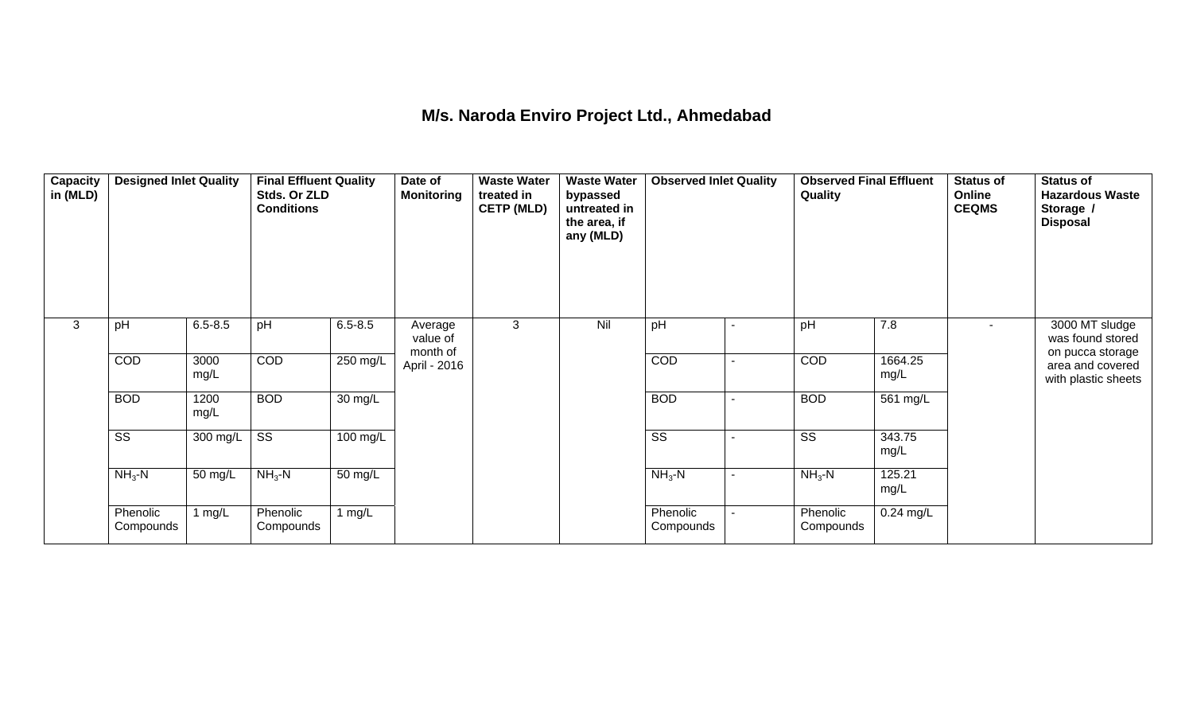## M/s. Naroda Enviro Project Ltd., Ahmedabad

| Capacity in (MLD) | Designed Inlet Quality | | Final Effluent Quality Stds. Or ZLD Conditions | | Date of Monitoring | Waste Water treated in CETP (MLD) | Waste Water bypassed untreated in the area, if any (MLD) | Observed Inlet Quality | | Observed Final Effluent Quality | | Status of Online CEQMS | Status of Hazardous Waste Storage / Disposal |
|---|---|---|---|---|---|---|---|---|---|---|---|---|---|
| 3 | pH | 6.5-8.5 | pH | 6.5-8.5 | Average value of month of April - 2016 | 3 | Nil | pH | - | pH | 7.8 | - | 3000 MT sludge was found stored on pucca storage area and covered with plastic sheets |
| | COD | 3000 mg/L | COD | 250 mg/L | | | | COD | - | COD | 1664.25 mg/L | | |
| | BOD | 1200 mg/L | BOD | 30 mg/L | | | | BOD | - | BOD | 561 mg/L | | |
| | SS | 300 mg/L | SS | 100 mg/L | | | | SS | - | SS | 343.75 mg/L | | |
| | $NH_3$-N | 50 mg/L | $NH_3$-N | 50 mg/L | | | | $NH_3$-N | - | $NH_3$-N | 125.21 mg/L | | |
| | Phenolic Compounds | 1 mg/L | Phenolic Compounds | 1 mg/L | | | | Phenolic Compounds | - | Phenolic Compounds | 0.24 mg/L | | |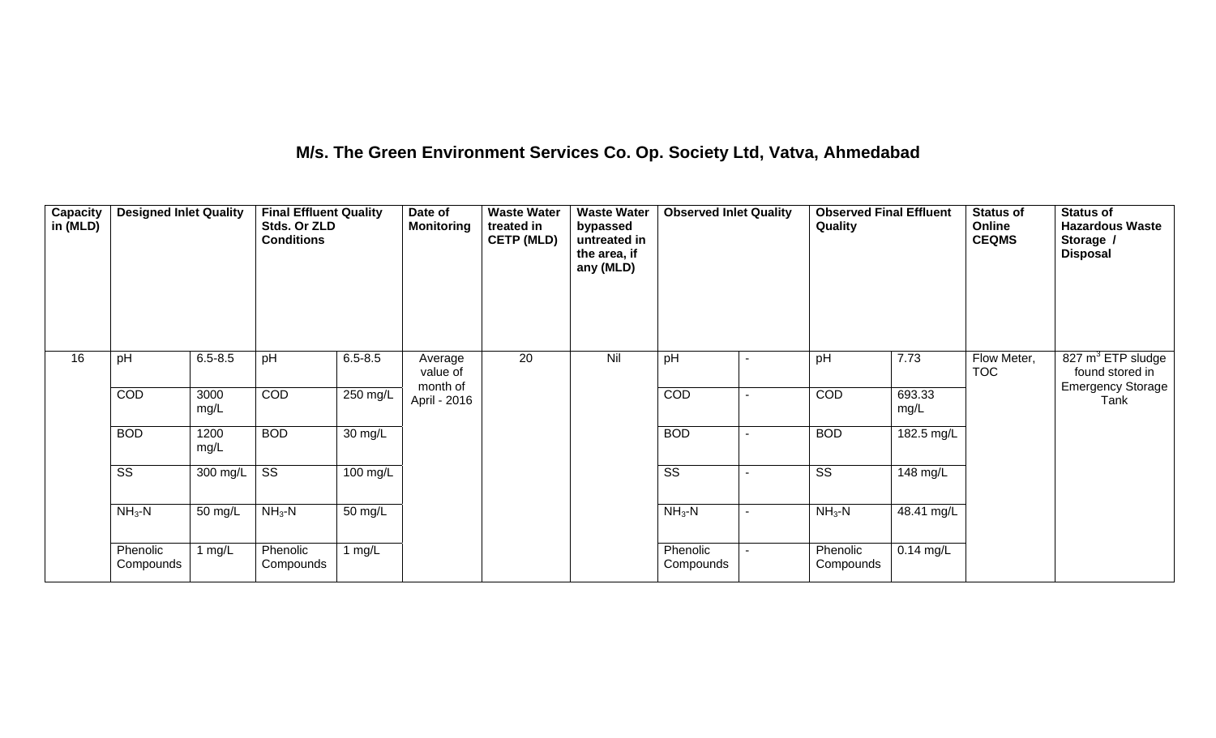# M/s. The Green Environment Services Co. Op. Society Ltd, Vatva, Ahmedabad

| Capacity in (MLD) | Designed Inlet Quality | | Final Effluent Quality Stds. Or ZLD Conditions | | Date of Monitoring | Waste Water treated in CETP (MLD) | Waste Water bypassed untreated in the area, if any (MLD) | Observed Inlet Quality | | Observed Final Effluent Quality | | Status of Online CEQMS | Status of Hazardous Waste Storage / Disposal |
|---|---|---|---|---|---|---|---|---|---|---|---|---|---|
| 16 | pH | 6.5-8.5 | pH | 6.5-8.5 | Average value of month of April - 2016 | 20 | Nil | pH | - | pH | 7.73 | Flow Meter, TOC | 827 $m^3$ ETP sludge found stored in Emergency Storage Tank |
| | COD | 3000 mg/L | COD | 250 mg/L | | | | COD | - | COD | 693.33 mg/L | | |
| | BOD | 1200 mg/L | BOD | 30 mg/L | | | | BOD | - | BOD | 182.5 mg/L | | |
| | SS | 300 mg/L | SS | 100 mg/L | | | | SS | - | SS | 148 mg/L | | |
| | $NH_3$-N | 50 mg/L | $NH_3$-N | 50 mg/L | | | | $NH_3$-N | - | $NH_3$-N | 48.41 mg/L | | |
| | Phenolic Compounds | 1 mg/L | Phenolic Compounds | 1 mg/L | | | | Phenolic Compounds | - | Phenolic Compounds | 0.14 mg/L | | |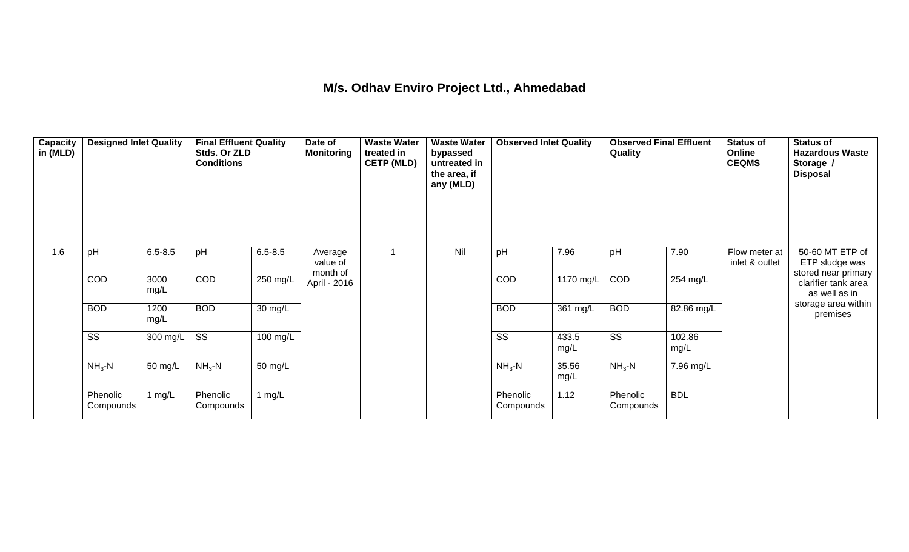# M/s. Odhav Enviro Project Ltd., Ahmedabad

| Capacity in (MLD) | Designed Inlet Quality | | Final Effluent Quality Stds. Or ZLD Conditions | | Date of Monitoring | Waste Water treated in CETP (MLD) | Waste Water bypassed untreated in the area, if any (MLD) | Observed Inlet Quality | | Observed Final Effluent Quality | | Status of Online CEQMS | Status of Hazardous Waste Storage / Disposal |
|---|---|---|---|---|---|---|---|---|---|---|---|---|---|
| 1.6 | pH | 6.5-8.5 | pH | 6.5-8.5 | Average value of month of April - 2016 | 1 | Nil | pH | 7.96 | pH | 7.90 | Flow meter at inlet & outlet | 50-60 MT ETP of ETP sludge was stored near primary clarifier tank area as well as in storage area within premises |
| | COD | 3000 mg/L | COD | 250 mg/L | | | | COD | 1170 mg/L | COD | 254 mg/L | | |
| | BOD | 1200 mg/L | BOD | 30 mg/L | | | | BOD | 361 mg/L | BOD | 82.86 mg/L | | |
| | SS | 300 mg/L | SS | 100 mg/L | | | | SS | 433.5 mg/L | SS | 102.86 mg/L | | |
| | $NH_3$-N | 50 mg/L | $NH_3$-N | 50 mg/L | | | | $NH_3$-N | 35.56 mg/L | $NH_3$-N | 7.96 mg/L | | |
| | Phenolic Compounds | 1 mg/L | Phenolic Compounds | 1 mg/L | | | | Phenolic Compounds | 1.12 | Phenolic Compounds | BDL | | |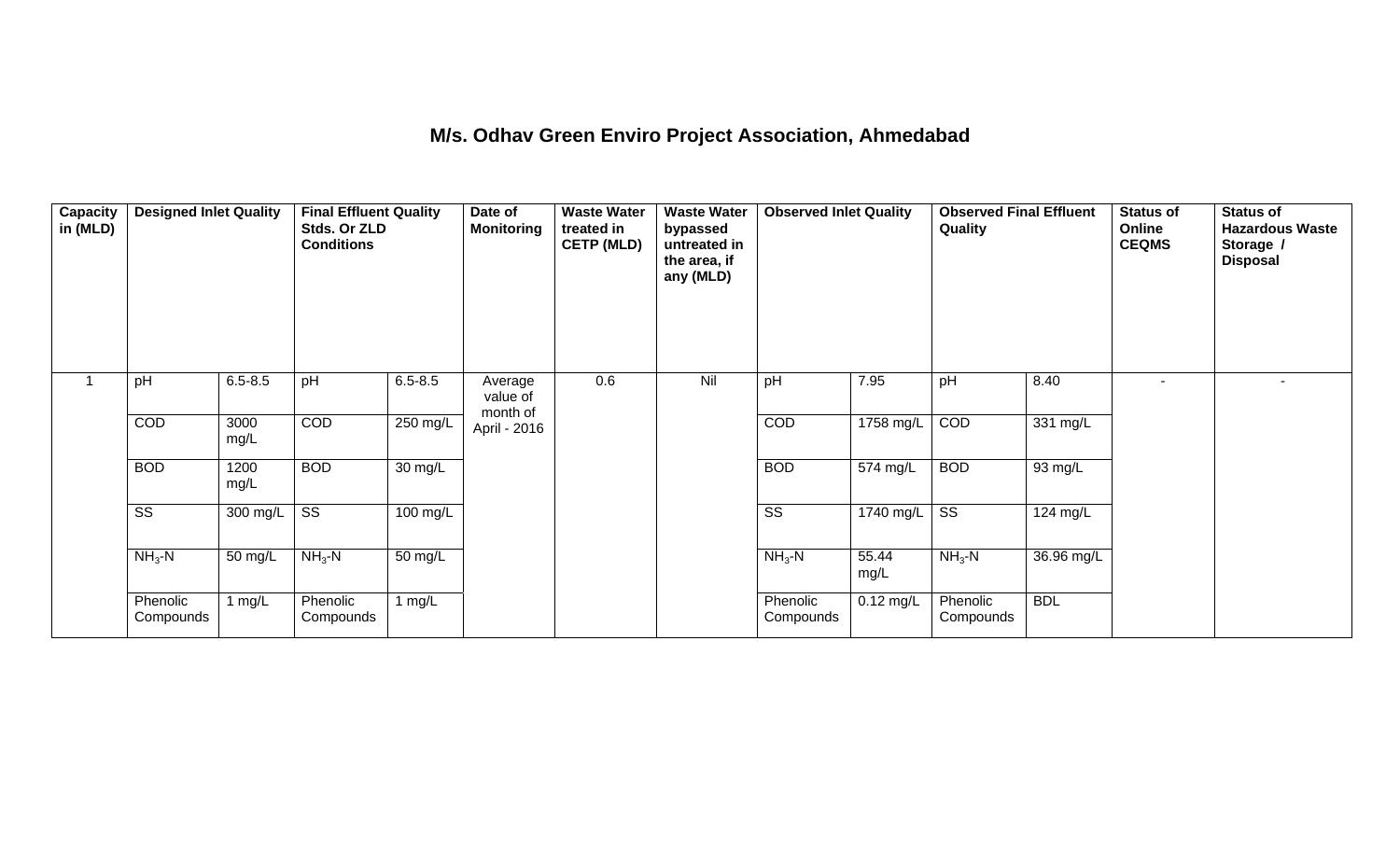# M/s. Odhav Green Enviro Project Association, Ahmedabad

| Capacity in (MLD) | Designed Inlet Quality | | Final Effluent Quality Stds. Or ZLD Conditions | | Date of Monitoring | Waste Water treated in CETP (MLD) | Waste Water bypassed untreated in the area, if any (MLD) | Observed Inlet Quality | | Observed Final Effluent Quality | | Status of Online CEQMS | Status of Hazardous Waste Storage / Disposal |
|---|---|---|---|---|---|---|---|---|---|---|---|---|---|
| 1 | pH | 6.5-8.5 | pH | 6.5-8.5 | Average value of month of April - 2016 | 0.6 | Nil | pH | 7.95 | pH | 8.40 | - | - |
| | COD | 3000 mg/L | COD | 250 mg/L | | | | COD | 1758 mg/L | COD | 331 mg/L | | |
| | BOD | 1200 mg/L | BOD | 30 mg/L | | | | BOD | 574 mg/L | BOD | 93 mg/L | | |
| | SS | 300 mg/L | SS | 100 mg/L | | | | SS | 1740 mg/L | SS | 124 mg/L | | |
| | $NH_3$-N | 50 mg/L | $NH_3$-N | 50 mg/L | | | | $NH_3$-N | 55.44 mg/L | $NH_3$-N | 36.96 mg/L | | |
| | Phenolic Compounds | 1 mg/L | Phenolic Compounds | 1 mg/L | | | | Phenolic Compounds | 0.12 mg/L | Phenolic Compounds | BDL | | |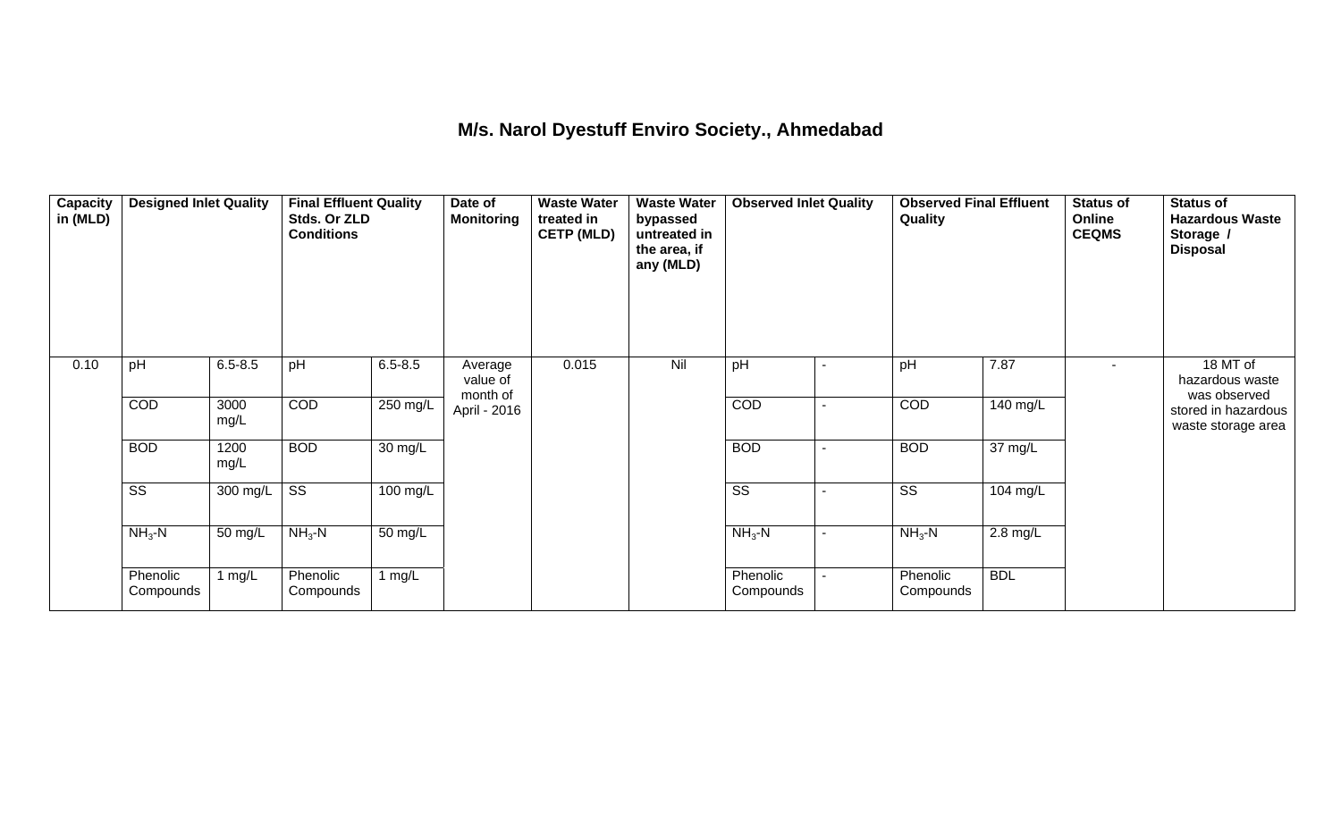# M/s. Narol Dyestuff Enviro Society., Ahmedabad

| Capacity in (MLD) | Designed Inlet Quality | | Final Effluent Quality Stds. Or ZLD Conditions | | Date of Monitoring | Waste Water treated in CETP (MLD) | Waste Water bypassed untreated in the area, if any (MLD) | Observed Inlet Quality | | Observed Final Effluent Quality | | Status of Online CEQMS | Status of Hazardous Waste Storage / Disposal |
|---|---|---|---|---|---|---|---|---|---|---|---|---|---|
| 0.10 | pH | 6.5-8.5 | pH | 6.5-8.5 | Average value of month of April - 2016 | 0.015 | Nil | pH | - | pH | 7.87 | - | 18 MT of hazardous waste was observed stored in hazardous waste storage area |
| | COD | 3000 mg/L | COD | 250 mg/L | | | | COD | - | COD | 140 mg/L | | |
| | BOD | 1200 mg/L | BOD | 30 mg/L | | | | BOD | - | BOD | 37 mg/L | | |
| | SS | 300 mg/L | SS | 100 mg/L | | | | SS | - | SS | 104 mg/L | | |
| | $NH_3$-N | 50 mg/L | $NH_3$-N | 50 mg/L | | | | $NH_3$-N | - | $NH_3$-N | 2.8 mg/L | | |
| | Phenolic Compounds | 1 mg/L | Phenolic Compounds | 1 mg/L | | | | Phenolic Compounds | - | Phenolic Compounds | BDL | | |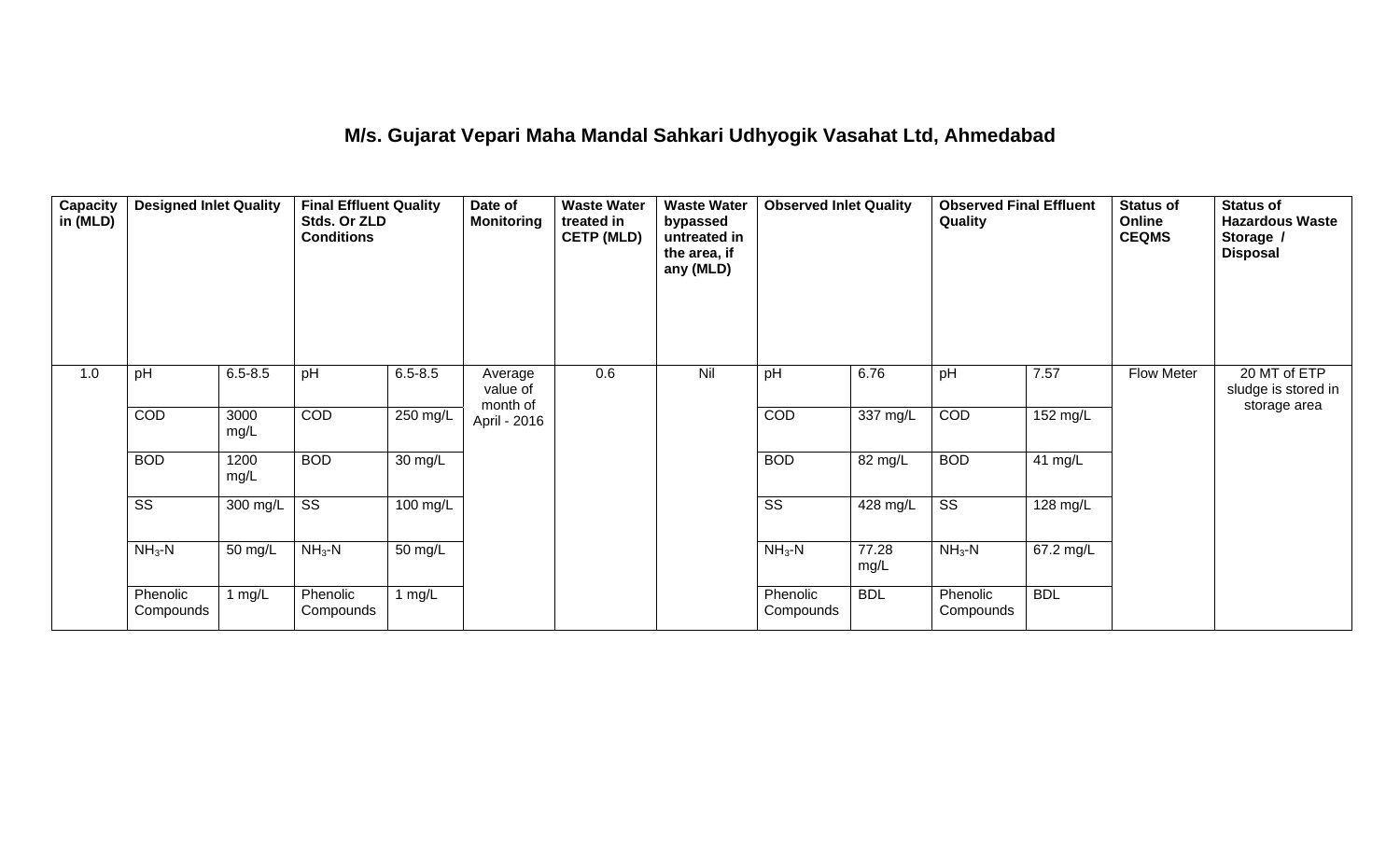## M/s. Gujarat Vepari Maha Mandal Sahkari Udhyogik Vasahat Ltd, Ahmedabad

| Capacity in (MLD) | Designed Inlet Quality | | Final Effluent Quality Stds. Or ZLD Conditions | | Date of Monitoring | Waste Water treated in CETP (MLD) | Waste Water bypassed untreated in the area, if any (MLD) | Observed Inlet Quality | | Observed Final Effluent Quality | | Status of Online CEQMS | Status of Hazardous Waste Storage / Disposal |
|---|---|---|---|---|---|---|---|---|---|---|---|---|---|
| 1.0 | pH | 6.5-8.5 | pH | 6.5-8.5 | Average value of month of April - 2016 | 0.6 | Nil | pH | 6.76 | pH | 7.57 | Flow Meter | 20 MT of ETP sludge is stored in storage area |
| | COD | 3000 mg/L | COD | 250 mg/L | | | | COD | 337 mg/L | COD | 152 mg/L | | |
| | BOD | 1200 mg/L | BOD | 30 mg/L | | | | BOD | 82 mg/L | BOD | 41 mg/L | | |
| | SS | 300 mg/L | SS | 100 mg/L | | | | SS | 428 mg/L | SS | 128 mg/L | | |
| | $NH_3$-N | 50 mg/L | $NH_3$-N | 50 mg/L | | | | $NH_3$-N | 77.28 mg/L | $NH_3$-N | 67.2 mg/L | | |
| | Phenolic Compounds | 1 mg/L | Phenolic Compounds | 1 mg/L | | | | Phenolic Compounds | BDL | Phenolic Compounds | BDL | | |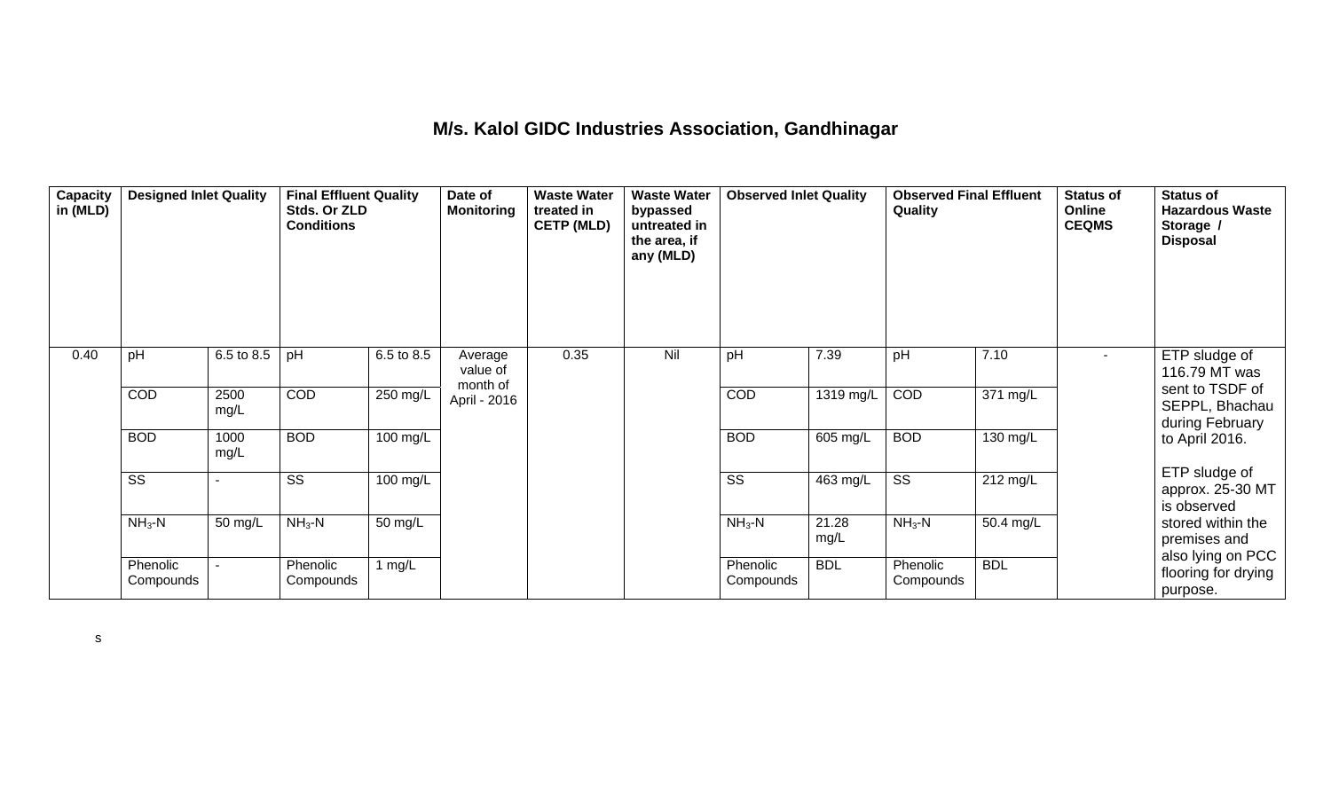# M/s. Kalol GIDC Industries Association, Gandhinagar

| Capacity in (MLD) | Designed Inlet Quality | | Final Effluent Quality Stds. Or ZLD Conditions | | Date of Monitoring | Waste Water treated in CETP (MLD) | Waste Water bypassed untreated in the area, if any (MLD) | Observed Inlet Quality | | Observed Final Effluent Quality | | Status of Online CEQMS | Status of Hazardous Waste Storage / Disposal |
|---|---|---|---|---|---|---|---|---|---|---|---|---|---|
| 0.40 | pH | 6.5 to 8.5 | pH | 6.5 to 8.5 | Average value of month of April - 2016 | 0.35 | Nil | pH | 7.39 | pH | 7.10 | - | ETP sludge of 116.79 MT was sent to TSDF of SEPPL, Bhachau during February to April 2016. ETP sludge of approx. 25-30 MT is observed stored within the premises and also lying on PCC flooring for drying purpose. |
| | COD | 2500 mg/L | COD | 250 mg/L | | | | COD | 1319 mg/L | COD | 371 mg/L | | |
| | BOD | 1000 mg/L | BOD | 100 mg/L | | | | BOD | 605 mg/L | BOD | 130 mg/L | | |
| | SS | - | SS | 100 mg/L | | | | SS | 463 mg/L | SS | 212 mg/L | | |
| | $NH_3$-N | 50 mg/L | $NH_3$-N | 50 mg/L | | | | $NH_3$-N | 21.28 mg/L | $NH_3$-N | 50.4 mg/L | | |
| | Phenolic Compounds | - | Phenolic Compounds | 1 mg/L | | | | Phenolic Compounds | BDL | Phenolic Compounds | BDL | | |

s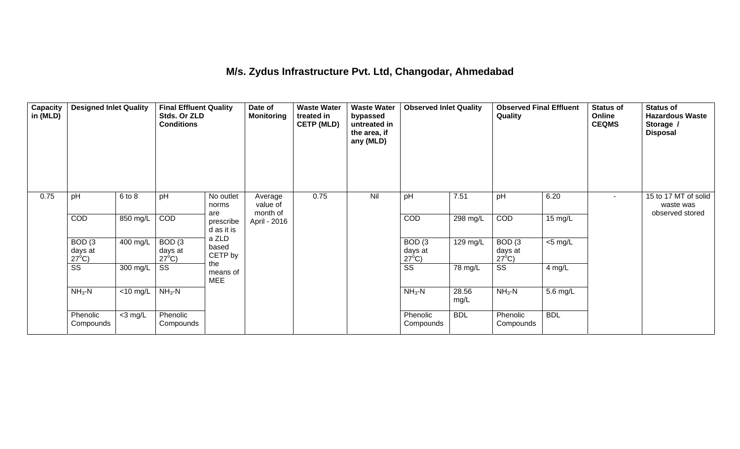## M/s. Zydus Infrastructure Pvt. Ltd, Changodar, Ahmedabad

| Capacity in (MLD) | Designed Inlet Quality | | Final Effluent Quality Stds. Or ZLD Conditions | | Date of Monitoring | Waste Water treated in CETP (MLD) | Waste Water bypassed untreated in the area, if any (MLD) | Observed Inlet Quality | | Observed Final Effluent Quality | | Status of Online CEQMS | Status of Hazardous Waste Storage / Disposal |
|---|---|---|---|---|---|---|---|---|---|---|---|---|---|
| 0.75 | pH | 6 to 8 | pH | No outlet norms are prescribed as it is a ZLD based CETP by the means of MEE | Average value of month of April - 2016 | 0.75 | Nil | pH | 7.51 | pH | 6.20 | - | 15 to 17 MT of solid waste was observed stored |
| | COD | 850 mg/L | COD | | | | | COD | 298 mg/L | COD | 15 mg/L | | |
| | BOD (3 days at 27°C) | 400 mg/L | BOD (3 days at 27°C) | | | | | BOD (3 days at 27°C) | 129 mg/L | BOD (3 days at 27°C) | <5 mg/L | | |
| | SS | 300 mg/L | SS | | | | | SS | 78 mg/L | SS | 4 mg/L | | |
| | $NH_3$-N | <10 mg/L | $NH_3$-N | | | | | $NH_3$-N | 28.56 mg/L | $NH_3$-N | 5.6 mg/L | | |
| | Phenolic Compounds | <3 mg/L | Phenolic Compounds | | | | | Phenolic Compounds | BDL | Phenolic Compounds | BDL | | |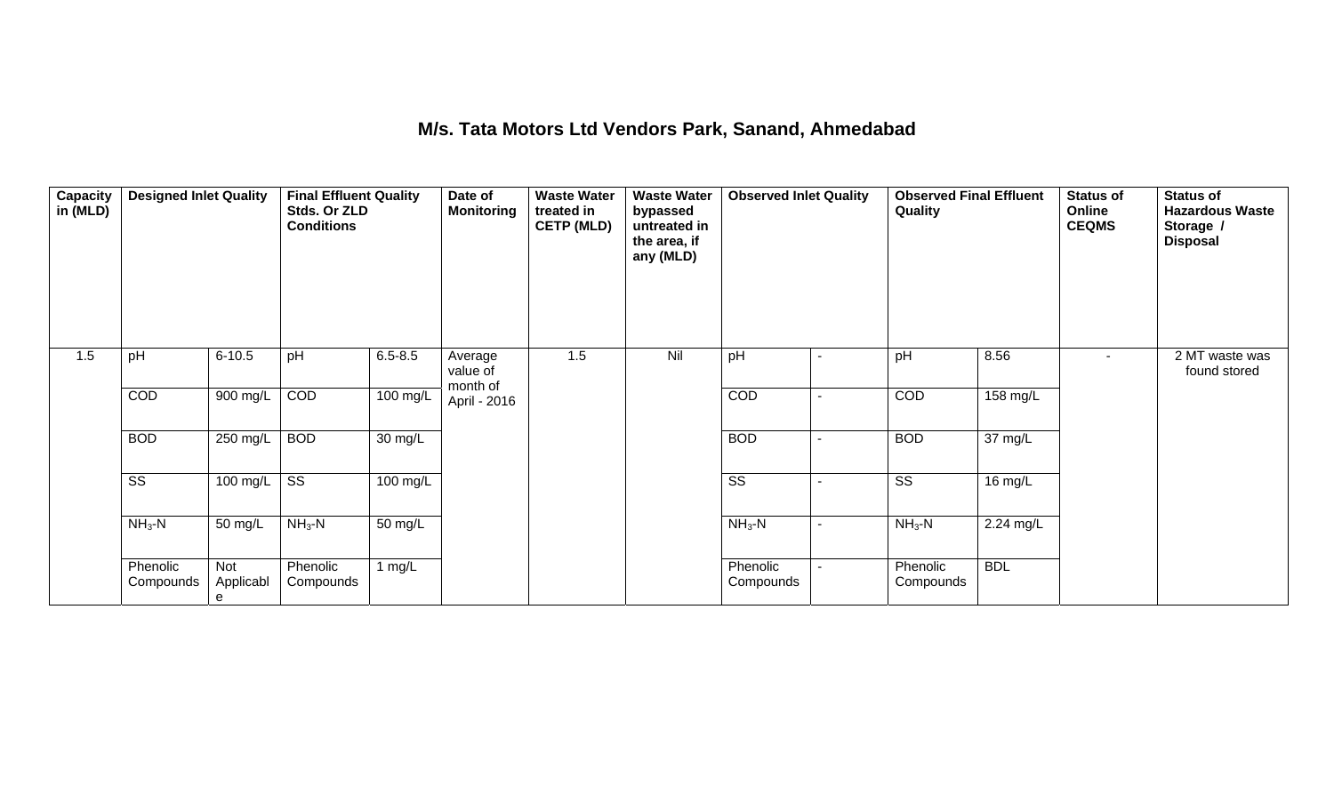# M/s. Tata Motors Ltd Vendors Park, Sanand, Ahmedabad

| Capacity in (MLD) | Designed Inlet Quality | | Final Effluent Quality Stds. Or ZLD Conditions | | Date of Monitoring | Waste Water treated in CETP (MLD) | Waste Water bypassed untreated in the area, if any (MLD) | Observed Inlet Quality | | Observed Final Effluent Quality | | Status of Online CEQMS | Status of Hazardous Waste Storage / Disposal |
|---|---|---|---|---|---|---|---|---|---|---|---|---|---|
| 1.5 | pH | 6-10.5 | pH | 6.5-8.5 | Average value of month of April - 2016 | 1.5 | Nil | pH | - | pH | 8.56 | - | 2 MT waste was found stored |
| | COD | 900 mg/L | COD | 100 mg/L | | | | COD | - | COD | 158 mg/L | | |
| | BOD | 250 mg/L | BOD | 30 mg/L | | | | BOD | - | BOD | 37 mg/L | | |
| | SS | 100 mg/L | SS | 100 mg/L | | | | SS | - | SS | 16 mg/L | | |
| | $NH_3$-N | 50 mg/L | $NH_3$-N | 50 mg/L | | | | $NH_3$-N | - | $NH_3$-N | 2.24 mg/L | | |
| | Phenolic Compounds | Not Applicable | Phenolic Compounds | 1 mg/L | | | | Phenolic Compounds | - | Phenolic Compounds | BDL | | |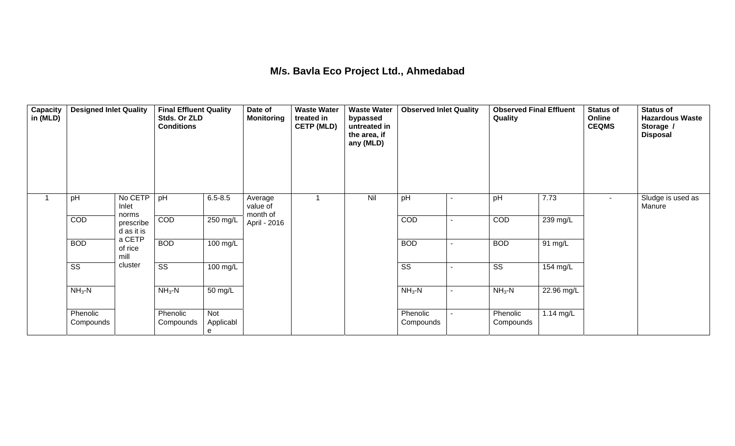## M/s. Bavla Eco Project Ltd., Ahmedabad

| Capacity in (MLD) | Designed Inlet Quality | | Final Effluent Quality Stds. Or ZLD Conditions | | Date of Monitoring | Waste Water treated in CETP (MLD) | Waste Water bypassed untreated in the area, if any (MLD) | Observed Inlet Quality | | Observed Final Effluent Quality | | Status of Online CEQMS | Status of Hazardous Waste Storage / Disposal |
|---|---|---|---|---|---|---|---|---|---|---|---|---|---|
| 1 | pH | No CETP Inlet norms prescribed as it is a CETP of rice mill cluster | pH | 6.5-8.5 | Average value of month of April - 2016 | 1 | Nil | pH | - | pH | 7.73 | - | Sludge is used as Manure |
| | COD | | COD | 250 mg/L | | | | COD | - | COD | 239 mg/L | | |
| | BOD | | BOD | 100 mg/L | | | | BOD | - | BOD | 91 mg/L | | |
| | SS | | SS | 100 mg/L | | | | SS | - | SS | 154 mg/L | | |
| | $NH_3$-N | | $NH_3$-N | 50 mg/L | | | | $NH_3$-N | - | $NH_3$-N | 22.96 mg/L | | |
| | Phenolic Compounds | | Phenolic Compounds | Not Applicable | | | | Phenolic Compounds | - | Phenolic Compounds | 1.14 mg/L | | |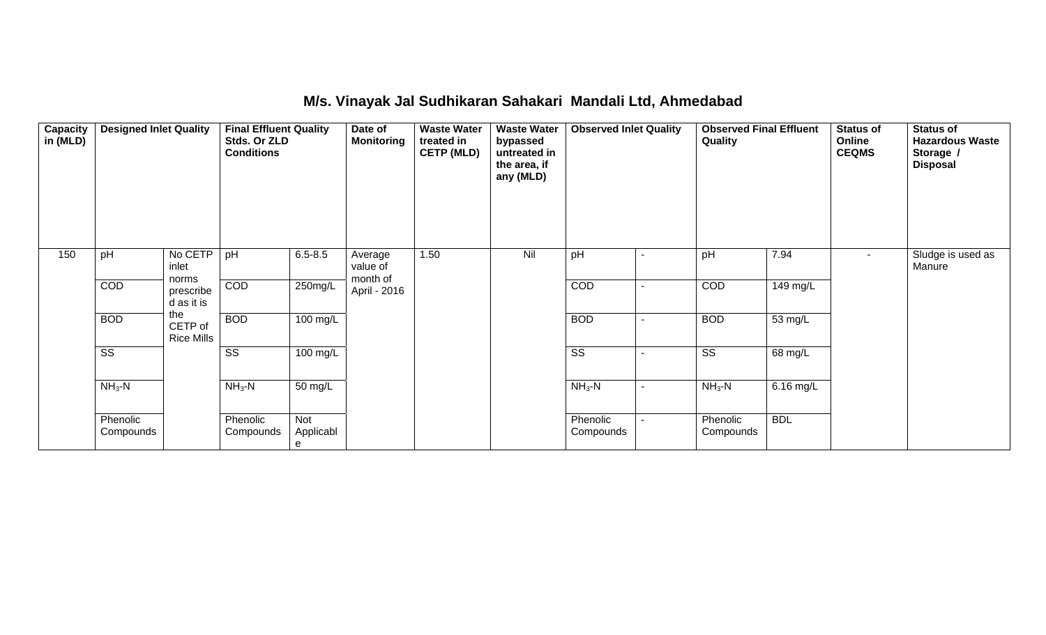## M/s. Vinayak Jal Sudhikaran Sahakari Mandali Ltd, Ahmedabad

| Capacity in (MLD) | Designed Inlet Quality | | Final Effluent Quality Stds. Or ZLD Conditions | | Date of Monitoring | Waste Water treated in CETP (MLD) | Waste Water bypassed untreated in the area, if any (MLD) | Observed Inlet Quality | | Observed Final Effluent Quality | | Status of Online CEQMS | Status of Hazardous Waste Storage / Disposal |
|---|---|---|---|---|---|---|---|---|---|---|---|---|---|
| 150 | pH | No CETP inlet norms prescribed as it is the CETP of Rice Mills | pH | 6.5-8.5 | Average value of month of April - 2016 | 1.50 | Nil | pH | - | pH | 7.94 | - | Sludge is used as Manure |
| | COD | | COD | 250mg/L | | | | COD | - | COD | 149 mg/L | | |
| | BOD | | BOD | 100 mg/L | | | | BOD | - | BOD | 53 mg/L | | |
| | SS | | SS | 100 mg/L | | | | SS | - | SS | 68 mg/L | | |
| | $NH_3$-N | | $NH_3$-N | 50 mg/L | | | | $NH_3$-N | - | $NH_3$-N | 6.16 mg/L | | |
| | Phenolic Compounds | | Phenolic Compounds | Not Applicable | | | | Phenolic Compounds | - | Phenolic Compounds | BDL | | |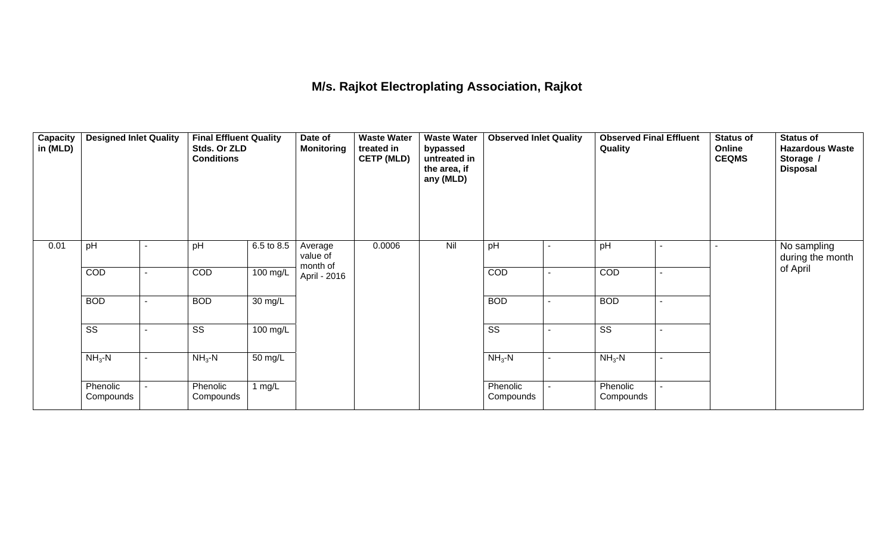# M/s. Rajkot Electroplating Association, Rajkot

| Capacity in (MLD) | Designed Inlet Quality | | Final Effluent Quality Stds. Or ZLD Conditions | | Date of Monitoring | Waste Water treated in CETP (MLD) | Waste Water bypassed untreated in the area, if any (MLD) | Observed Inlet Quality | | Observed Final Effluent Quality | | Status of Online CEQMS | Status of Hazardous Waste Storage / Disposal |
|---|---|---|---|---|---|---|---|---|---|---|---|---|---|
| 0.01 | pH | - | pH | 6.5 to 8.5 | Average value of month of April - 2016 | 0.0006 | Nil | pH | - | pH | - | - | No sampling during the month of April |
| | COD | - | COD | 100 mg/L | | | | COD | - | COD | - | | |
| | BOD | - | BOD | 30 mg/L | | | | BOD | - | BOD | - | | |
| | SS | - | SS | 100 mg/L | | | | SS | - | SS | - | | |
| | $NH_3$-N | - | $NH_3$-N | 50 mg/L | | | | $NH_3$-N | - | $NH_3$-N | - | | |
| | Phenolic Compounds | - | Phenolic Compounds | 1 mg/L | | | | Phenolic Compounds | - | Phenolic Compounds | - | | |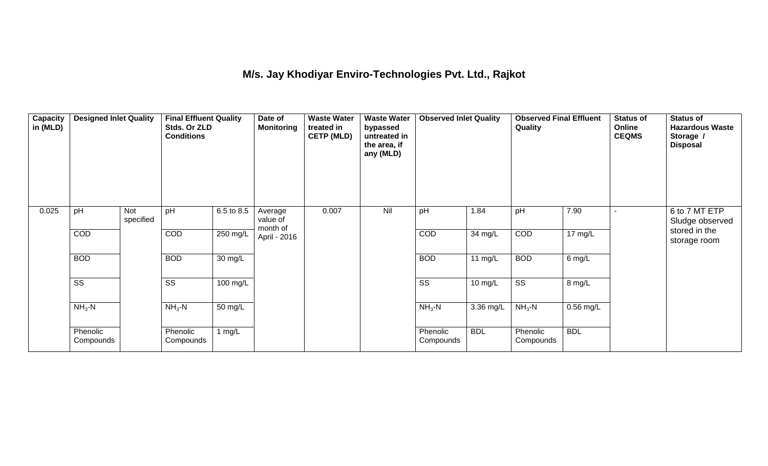# M/s. Jay Khodiyar Enviro-Technologies Pvt. Ltd., Rajkot

| Capacity in (MLD) | Designed Inlet Quality | | Final Effluent Quality Stds. Or ZLD Conditions | | Date of Monitoring | Waste Water treated in CETP (MLD) | Waste Water bypassed untreated in the area, if any (MLD) | Observed Inlet Quality | | Observed Final Effluent Quality | | Status of Online CEQMS | Status of Hazardous Waste Storage / Disposal |
|---|---|---|---|---|---|---|---|---|---|---|---|---|---|
| 0.025 | pH | Not specified | pH | 6.5 to 8.5 | Average value of month of April - 2016 | 0.007 | Nil | pH | 1.84 | pH | 7.90 | - | 6 to 7 MT ETP Sludge observed stored in the storage room |
| | COD | | COD | 250 mg/L | | | | COD | 34 mg/L | COD | 17 mg/L | | |
| | BOD | | BOD | 30 mg/L | | | | BOD | 11 mg/L | BOD | 6 mg/L | | |
| | SS | | SS | 100 mg/L | | | | SS | 10 mg/L | SS | 8 mg/L | | |
| | $NH_3$-N | | $NH_3$-N | 50 mg/L | | | | $NH_3$-N | 3.36 mg/L | $NH_3$-N | 0.56 mg/L | | |
| | Phenolic Compounds | | Phenolic Compounds | 1 mg/L | | | | Phenolic Compounds | BDL | Phenolic Compounds | BDL | | |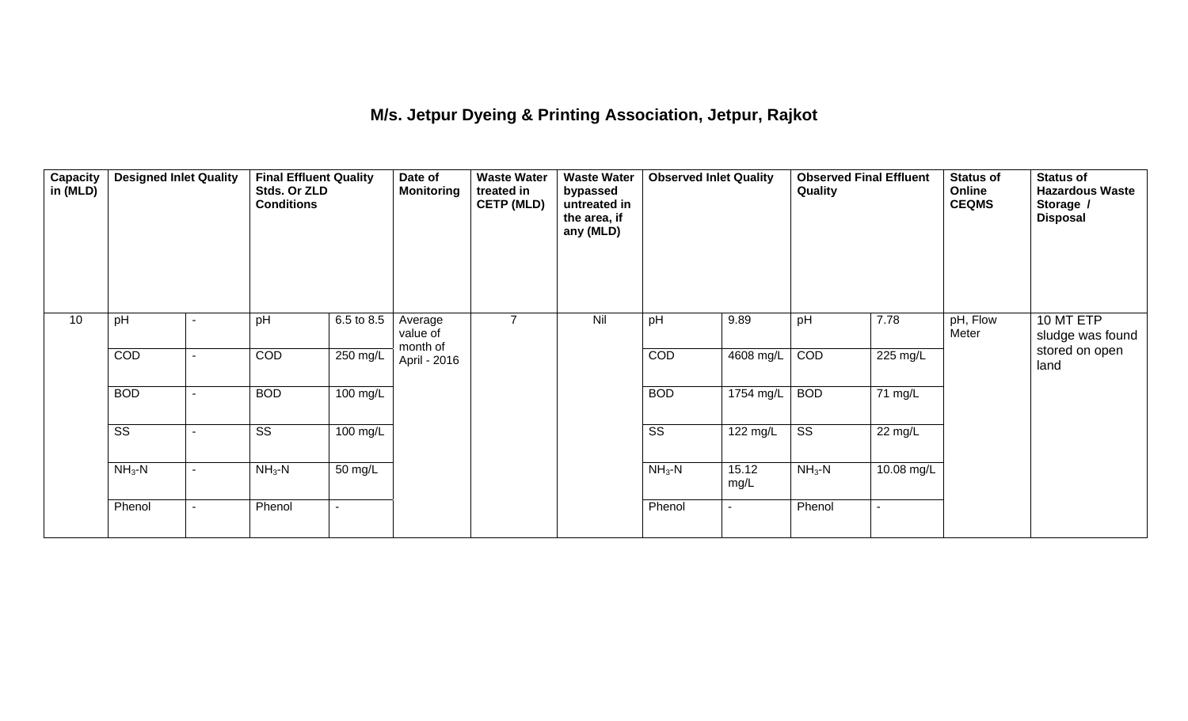# M/s. Jetpur Dyeing & Printing Association, Jetpur, Rajkot

| Capacity in (MLD) | Designed Inlet Quality | | Final Effluent Quality Stds. Or ZLD Conditions | | Date of Monitoring | Waste Water treated in CETP (MLD) | Waste Water bypassed untreated in the area, if any (MLD) | Observed Inlet Quality | | Observed Final Effluent Quality | | Status of Online CEQMS | Status of Hazardous Waste Storage / Disposal |
|---|---|---|---|---|---|---|---|---|---|---|---|---|---|
| 10 | pH | - | pH | 6.5 to 8.5 | Average value of month of April - 2016 | 7 | Nil | pH | 9.89 | pH | 7.78 | pH, Flow Meter | 10 MT ETP sludge was found stored on open land |
| | COD | - | COD | 250 mg/L | | | | COD | 4608 mg/L | COD | 225 mg/L | | |
| | BOD | - | BOD | 100 mg/L | | | | BOD | 1754 mg/L | BOD | 71 mg/L | | |
| | SS | - | SS | 100 mg/L | | | | SS | 122 mg/L | SS | 22 mg/L | | |
| | $NH_3$-N | - | $NH_3$-N | 50 mg/L | | | | $NH_3$-N | 15.12 mg/L | $NH_3$-N | 10.08 mg/L | | |
| | Phenol | - | Phenol | - | | | | Phenol | - | Phenol | - | | |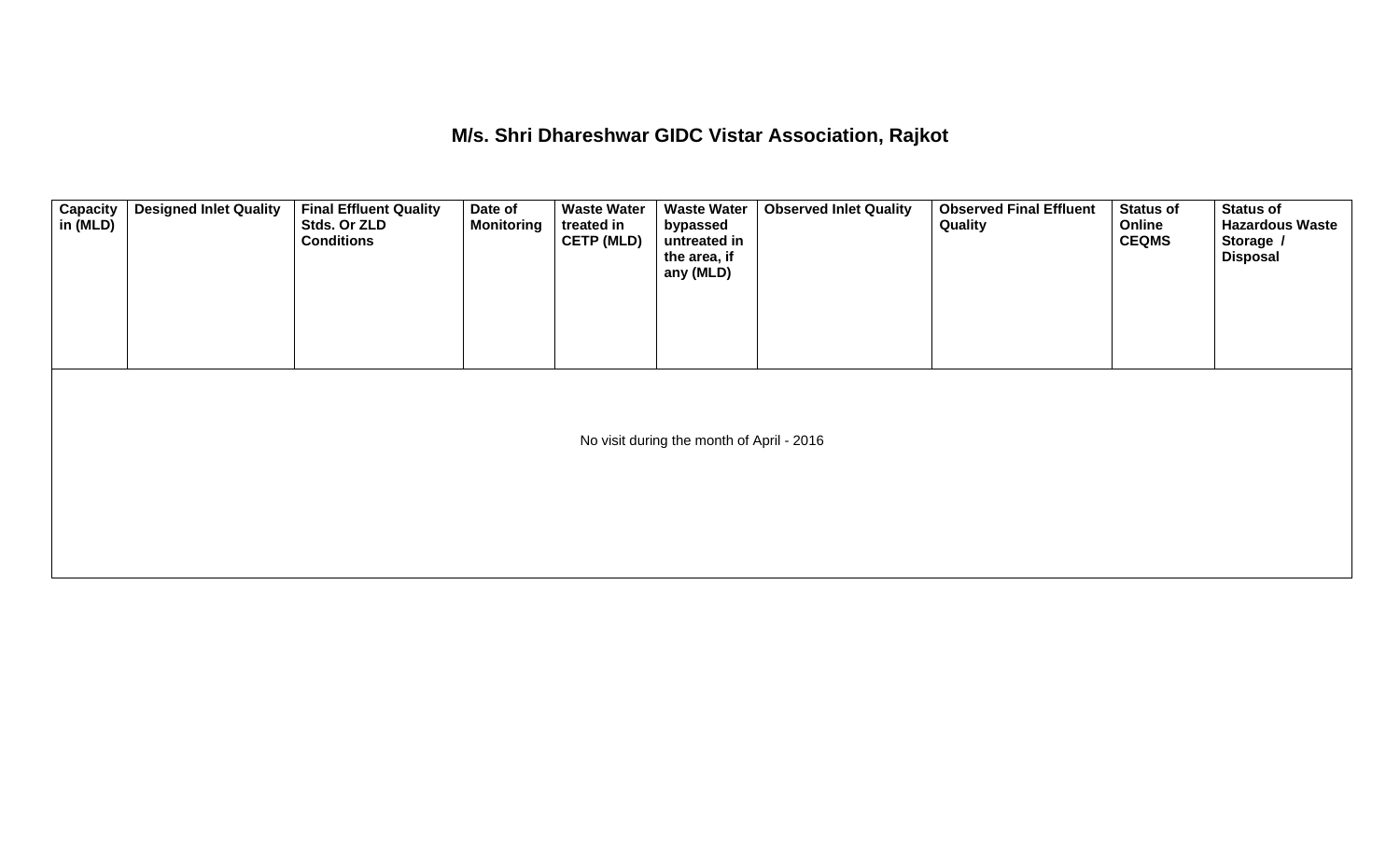## M/s. Shri Dhareshwar GIDC Vistar Association, Rajkot

| Capacity in (MLD) | Designed Inlet Quality | Final Effluent Quality Stds. Or ZLD Conditions | Date of Monitoring | Waste Water treated in CETP (MLD) | Waste Water bypassed untreated in the area, if any (MLD) | Observed Inlet Quality | Observed Final Effluent Quality | Status of Online CEQMS | Status of Hazardous Waste Storage / Disposal |
|---|---|---|---|---|---|---|---|---|---|
| No visit during the month of April - 2016 | | | | | | | | | |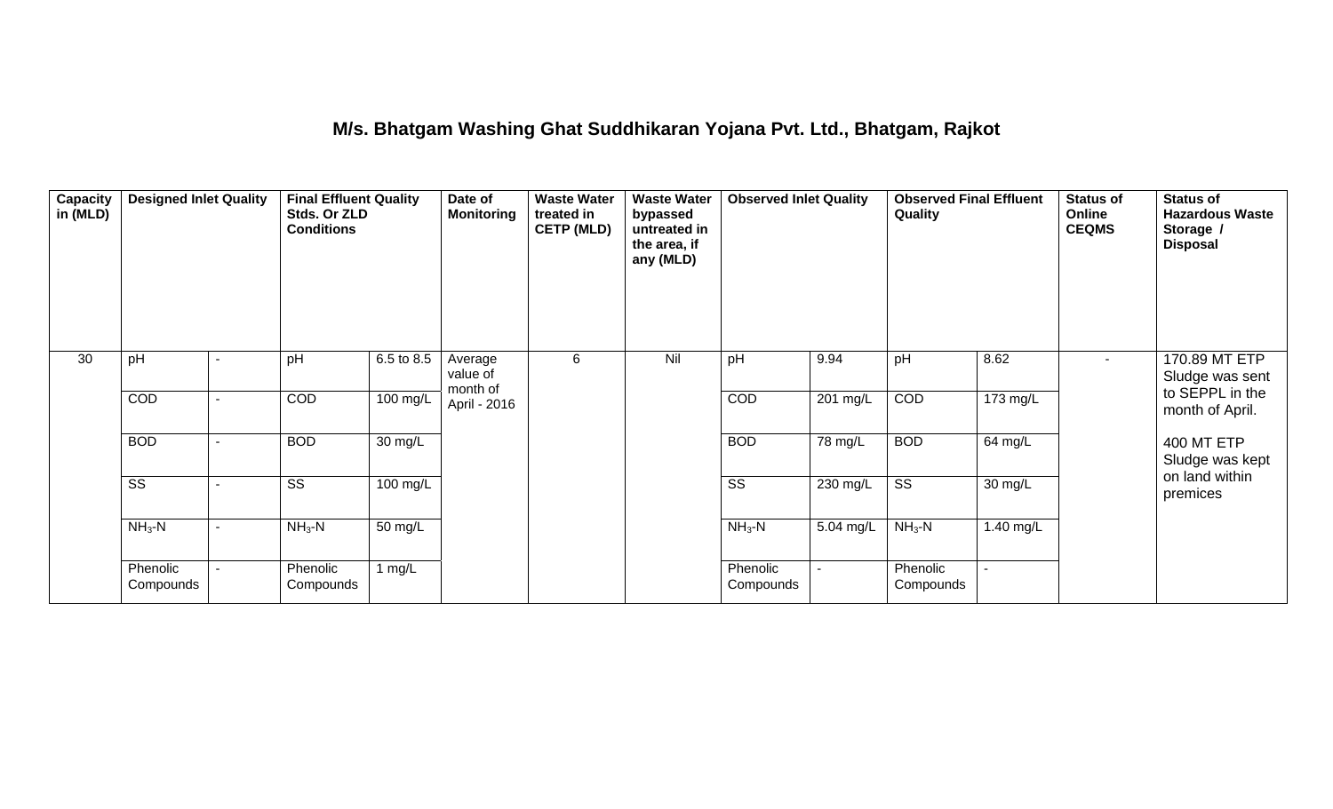# M/s. Bhatgam Washing Ghat Suddhikaran Yojana Pvt. Ltd., Bhatgam, Rajkot

| Capacity in (MLD) | Designed Inlet Quality | | Final Effluent Quality Stds. Or ZLD Conditions | | Date of Monitoring | Waste Water treated in CETP (MLD) | Waste Water bypassed untreated in the area, if any (MLD) | Observed Inlet Quality | | Observed Final Effluent Quality | | Status of Online CEQMS | Status of Hazardous Waste Storage / Disposal |
|---|---|---|---|---|---|---|---|---|---|---|---|---|---|
| 30 | pH | - | pH | 6.5 to 8.5 | Average value of month of April - 2016 | 6 | Nil | pH | 9.94 | pH | 8.62 | - | 170.89 MT ETP Sludge was sent to SEPPL in the month of April. 400 MT ETP Sludge was kept on land within premices |
| | COD | - | COD | 100 mg/L | | | | COD | 201 mg/L | COD | 173 mg/L | | |
| | BOD | - | BOD | 30 mg/L | | | | BOD | 78 mg/L | BOD | 64 mg/L | | |
| | SS | - | SS | 100 mg/L | | | | SS | 230 mg/L | SS | 30 mg/L | | |
| | $NH_3$-N | - | $NH_3$-N | 50 mg/L | | | | $NH_3$-N | 5.04 mg/L | $NH_3$-N | 1.40 mg/L | | |
| | Phenolic Compounds | - | Phenolic Compounds | 1 mg/L | | | | Phenolic Compounds | - | Phenolic Compounds | - | | |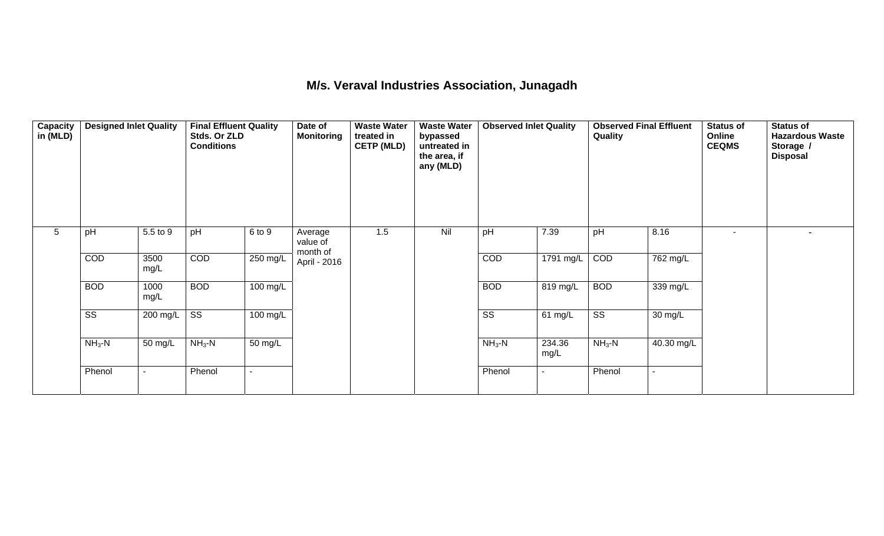# M/s. Veraval Industries Association, Junagadh

| Capacity in (MLD) | Designed Inlet Quality | | Final Effluent Quality Stds. Or ZLD Conditions | | Date of Monitoring | Waste Water treated in CETP (MLD) | Waste Water bypassed untreated in the area, if any (MLD) | Observed Inlet Quality | | Observed Final Effluent Quality | | Status of Online CEQMS | Status of Hazardous Waste Storage / Disposal |
|---|---|---|---|---|---|---|---|---|---|---|---|---|---|
| 5 | pH | 5.5 to 9 | pH | 6 to 9 | Average value of month of April - 2016 | 1.5 | Nil | pH | 7.39 | pH | 8.16 | - | - |
| | COD | 3500 mg/L | COD | 250 mg/L | | | | COD | 1791 mg/L | COD | 762 mg/L | | |
| | BOD | 1000 mg/L | BOD | 100 mg/L | | | | BOD | 819 mg/L | BOD | 339 mg/L | | |
| | SS | 200 mg/L | SS | 100 mg/L | | | | SS | 61 mg/L | SS | 30 mg/L | | |
| | $NH_3$-N | 50 mg/L | $NH_3$-N | 50 mg/L | | | | $NH_3$-N | 234.36 mg/L | $NH_3$-N | 40.30 mg/L | | |
| | Phenol | - | Phenol | - | | | | Phenol | - | Phenol | - | | |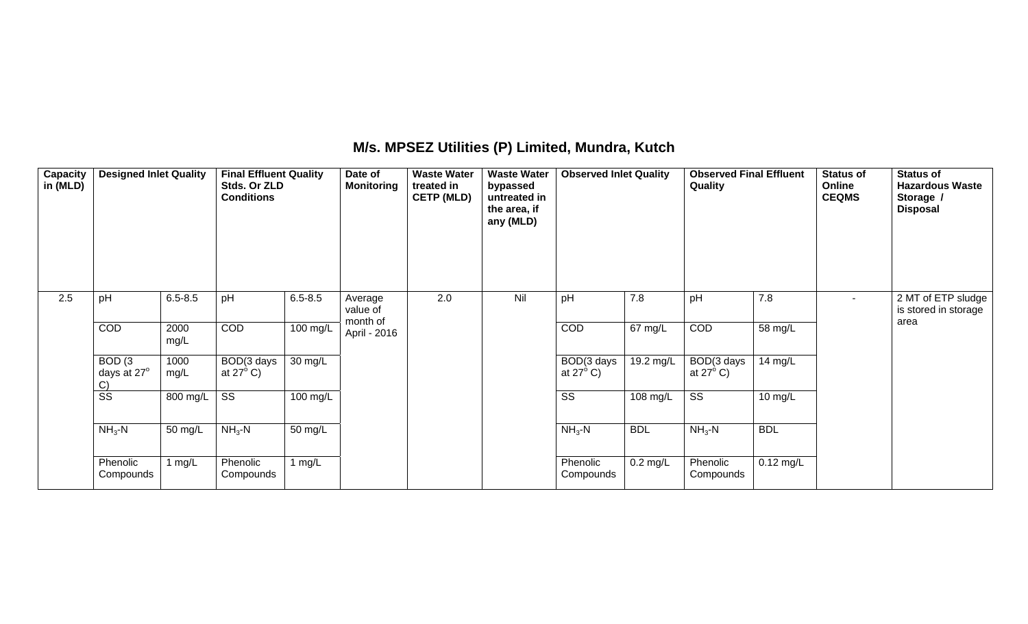# M/s. MPSEZ Utilities (P) Limited, Mundra, Kutch

| Capacity in (MLD) | Designed Inlet Quality | | Final Effluent Quality Stds. Or ZLD Conditions | | Date of Monitoring | Waste Water treated in CETP (MLD) | Waste Water bypassed untreated in the area, if any (MLD) | Observed Inlet Quality | | Observed Final Effluent Quality | | Status of Online CEQMS | Status of Hazardous Waste Storage / Disposal |
|---|---|---|---|---|---|---|---|---|---|---|---|---|---|
| 2.5 | pH | 6.5-8.5 | pH | 6.5-8.5 | Average value of month of April - 2016 | 2.0 | Nil | pH | 7.8 | pH | 7.8 | - | 2 MT of ETP sludge is stored in storage area |
| | COD | 2000 mg/L | COD | 100 mg/L | | | | COD | 67 mg/L | COD | 58 mg/L | | |
| | BOD (3 days at 27° C) | 1000 mg/L | BOD(3 days at 27° C) | 30 mg/L | | | | BOD(3 days at 27° C) | 19.2 mg/L | BOD(3 days at 27° C) | 14 mg/L | | |
| | SS | 800 mg/L | SS | 100 mg/L | | | | SS | 108 mg/L | SS | 10 mg/L | | |
| | $NH_3$-N | 50 mg/L | $NH_3$-N | 50 mg/L | | | | $NH_3$-N | BDL | $NH_3$-N | BDL | | |
| | Phenolic Compounds | 1 mg/L | Phenolic Compounds | 1 mg/L | | | | Phenolic Compounds | 0.2 mg/L | Phenolic Compounds | 0.12 mg/L | | |